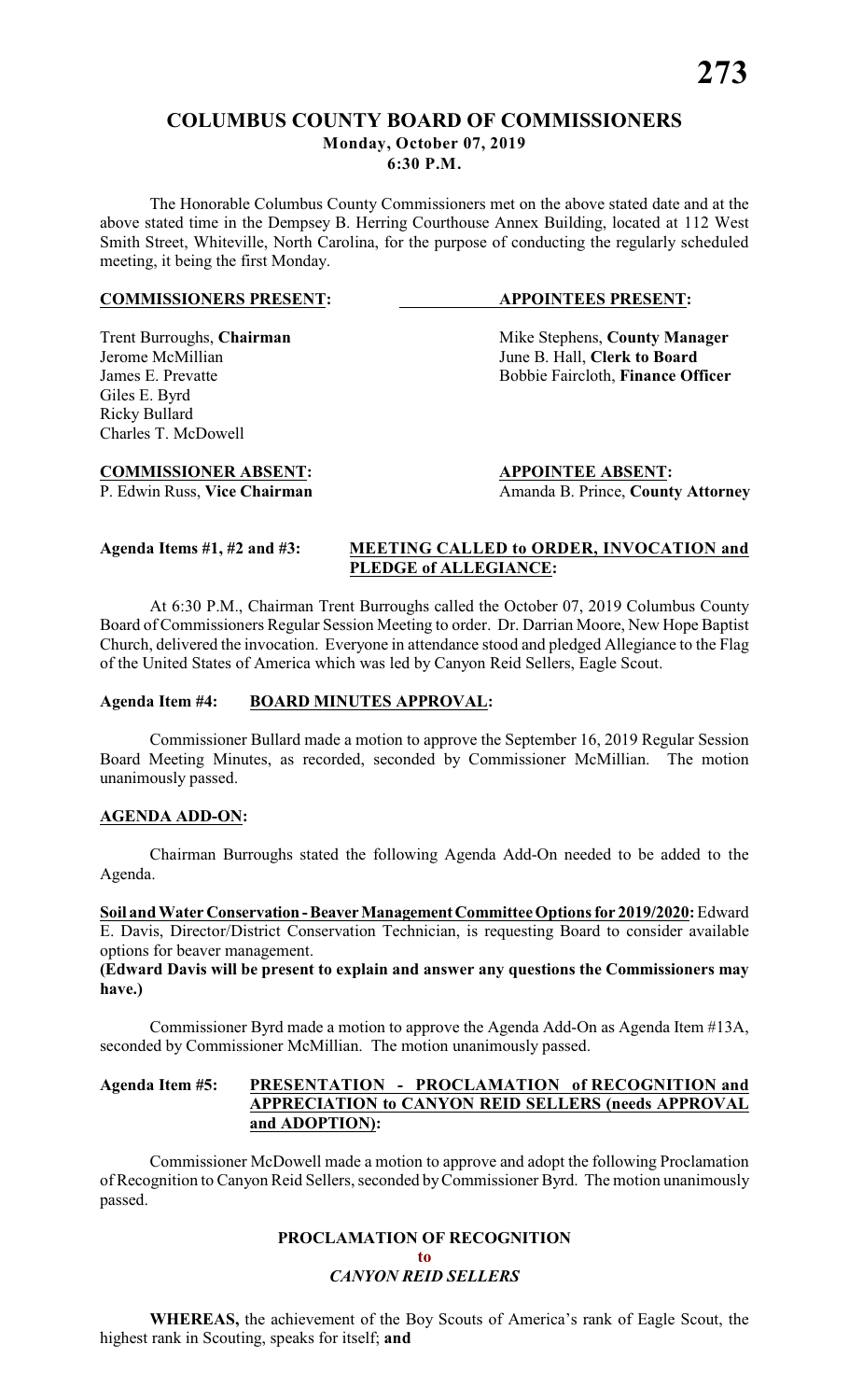# COLUMBUS COUNTY BOARD OF COMMISSIONERS

**Monday, October 07, 2019**
**6:30 P.M.**

The Honorable Columbus County Commissioners met on the above stated date and at the above stated time in the Dempsey B. Herring Courthouse Annex Building, located at 112 West Smith Street, Whiteville, North Carolina, for the purpose of conducting the regularly scheduled meeting, it being the first Monday.

| **COMMISSIONERS PRESENT:** | **APPOINTEES PRESENT:** |
|---|---|
| Trent Burroughs, **Chairman** | Mike Stephens, **County Manager** |
| Jerome McMillian | June B. Hall, **Clerk to Board** |
| James E. Prevatte | Bobbie Faircloth, **Finance Officer** |
| Giles E. Byrd | |
| Ricky Bullard | |
| Charles T. McDowell | |

| **COMMISSIONER ABSENT:** | **APPOINTEE ABSENT:** |
|---|---|
| P. Edwin Russ, **Vice Chairman** | Amanda B. Prince, **County Attorney** |

**Agenda Items #1, #2 and #3: MEETING CALLED to ORDER, INVOCATION and PLEDGE of ALLEGIANCE:**

At 6:30 P.M., Chairman Trent Burroughs called the October 07, 2019 Columbus County Board of Commissioners Regular Session Meeting to order. Dr. Darrian Moore, New Hope Baptist Church, delivered the invocation. Everyone in attendance stood and pledged Allegiance to the Flag of the United States of America which was led by Canyon Reid Sellers, Eagle Scout.

**Agenda Item #4: BOARD MINUTES APPROVAL:**

Commissioner Bullard made a motion to approve the September 16, 2019 Regular Session Board Meeting Minutes, as recorded, seconded by Commissioner McMillian. The motion unanimously passed.

**AGENDA ADD-ON:**

Chairman Burroughs stated the following Agenda Add-On needed to be added to the Agenda.

**Soil and Water Conservation - Beaver Management Committee Options for 2019/2020:** Edward E. Davis, Director/District Conservation Technician, is requesting Board to consider available options for beaver management.
**(Edward Davis will be present to explain and answer any questions the Commissioners may have.)**

Commissioner Byrd made a motion to approve the Agenda Add-On as Agenda Item #13A, seconded by Commissioner McMillian. The motion unanimously passed.

**Agenda Item #5: PRESENTATION - PROCLAMATION of RECOGNITION and APPRECIATION to CANYON REID SELLERS (needs APPROVAL and ADOPTION):**

Commissioner McDowell made a motion to approve and adopt the following Proclamation of Recognition to Canyon Reid Sellers, seconded by Commissioner Byrd. The motion unanimously passed.

**PROCLAMATION OF RECOGNITION**
**to**
***CANYON REID SELLERS***

**WHEREAS,** the achievement of the Boy Scouts of America's rank of Eagle Scout, the highest rank in Scouting, speaks for itself; **and**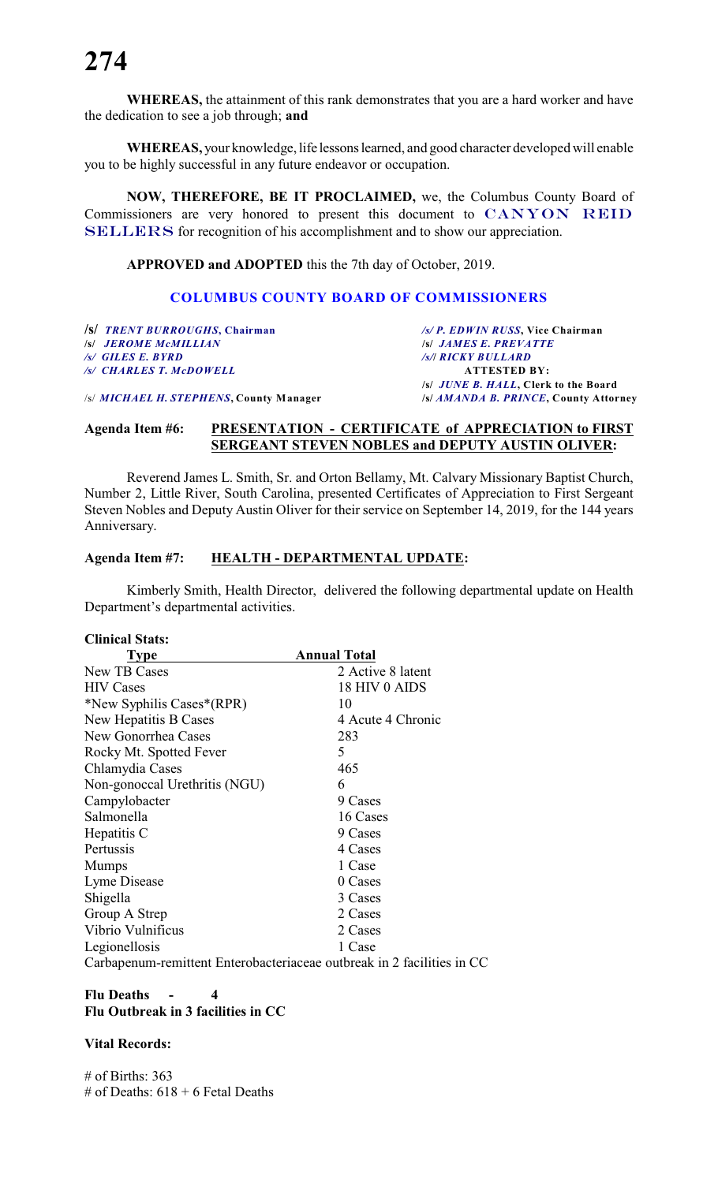**WHEREAS,** the attainment of this rank demonstrates that you are a hard worker and have the dedication to see a job through; **and**

**WHEREAS,** your knowledge, life lessons learned, and good character developed will enable you to be highly successful in any future endeavor or occupation.

**NOW, THEREFORE, BE IT PROCLAIMED,** we, the Columbus County Board of Commissioners are very honored to present this document to CANYON REID SELLERS for recognition of his accomplishment and to show our appreciation.

**APPROVED and ADOPTED** this the 7th day of October, 2019.

**COLUMBUS COUNTY BOARD OF COMMISSIONERS**

| | |
|---|---|
| /s/ *TRENT BURROUGHS*, **Chairman** | /s/ *P. EDWIN RUSS*, **Vice Chairman** |
| /s/ *JEROME McMILLIAN* | /s/ *JAMES E. PREVATTE* |
| /s/ *GILES E. BYRD* | /s/ *RICKY BULLARD* |
| /s/ *CHARLES T. McDOWELL* | **ATTESTED BY:** |
| | /s/ *JUNE B. HALL*, **Clerk to the Board** |
| /s/ *MICHAEL H. STEPHENS*, **County Manager** | /s/ *AMANDA B. PRINCE*, **County Attorney** |

**Agenda Item #6: PRESENTATION - CERTIFICATE of APPRECIATION to FIRST SERGEANT STEVEN NOBLES and DEPUTY AUSTIN OLIVER:**

Reverend James L. Smith, Sr. and Orton Bellamy, Mt. Calvary Missionary Baptist Church, Number 2, Little River, South Carolina, presented Certificates of Appreciation to First Sergeant Steven Nobles and Deputy Austin Oliver for their service on September 14, 2019, for the 144 years Anniversary.

**Agenda Item #7: HEALTH - DEPARTMENTAL UPDATE:**

Kimberly Smith, Health Director, delivered the following departmental update on Health Department's departmental activities.

**Clinical Stats:**

| Type | Annual Total |
|---|---|
| New TB Cases | 2 Active 8 latent |
| HIV Cases | 18 HIV 0 AIDS |
| *New Syphilis Cases*(RPR) | 10 |
| New Hepatitis B Cases | 4 Acute 4 Chronic |
| New Gonorrhea Cases | 283 |
| Rocky Mt. Spotted Fever | 5 |
| Chlamydia Cases | 465 |
| Non-gonoccal Urethritis (NGU) | 6 |
| Campylobacter | 9 Cases |
| Salmonella | 16 Cases |
| Hepatitis C | 9 Cases |
| Pertussis | 4 Cases |
| Mumps | 1 Case |
| Lyme Disease | 0 Cases |
| Shigella | 3 Cases |
| Group A Strep | 2 Cases |
| Vibrio Vulnificus | 2 Cases |
| Legionellosis | 1 Case |

Carbapenum-remittent Enterobacteriaceae outbreak in 2 facilities in CC

**Flu Deaths - 4**
**Flu Outbreak in 3 facilities in CC**

**Vital Records:**

# of Births: 363
# of Deaths: 618 + 6 Fetal Deaths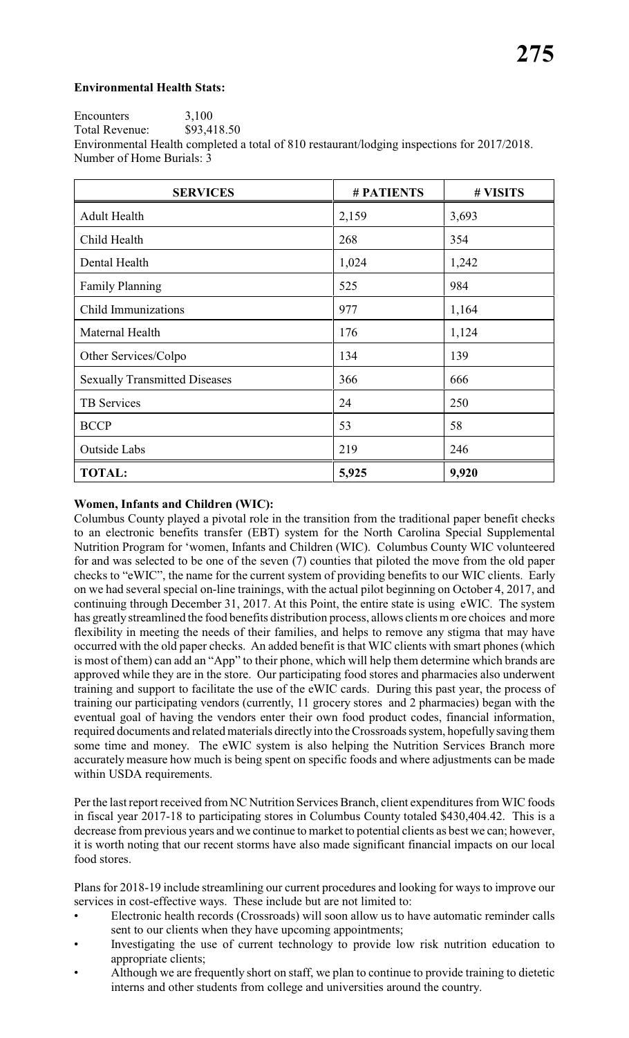**Environmental Health Stats:**

Encounters 3,100
Total Revenue: $93,418.50
Environmental Health completed a total of 810 restaurant/lodging inspections for 2017/2018.
Number of Home Burials: 3

| SERVICES | # PATIENTS | # VISITS |
|---|---|---|
| Adult Health | 2,159 | 3,693 |
| Child Health | 268 | 354 |
| Dental Health | 1,024 | 1,242 |
| Family Planning | 525 | 984 |
| Child Immunizations | 977 | 1,164 |
| Maternal Health | 176 | 1,124 |
| Other Services/Colpo | 134 | 139 |
| Sexually Transmitted Diseases | 366 | 666 |
| TB Services | 24 | 250 |
| BCCP | 53 | 58 |
| Outside Labs | 219 | 246 |
| **TOTAL:** | **5,925** | **9,920** |

**Women, Infants and Children (WIC):**
Columbus County played a pivotal role in the transition from the traditional paper benefit checks to an electronic benefits transfer (EBT) system for the North Carolina Special Supplemental Nutrition Program for 'women, Infants and Children (WIC). Columbus County WIC volunteered for and was selected to be one of the seven (7) counties that piloted the move from the old paper checks to "eWIC", the name for the current system of providing benefits to our WIC clients. Early on we had several special on-line trainings, with the actual pilot beginning on October 4, 2017, and continuing through December 31, 2017. At this Point, the entire state is using eWIC. The system has greatly streamlined the food benefits distribution process, allows clients m ore choices and more flexibility in meeting the needs of their families, and helps to remove any stigma that may have occurred with the old paper checks. An added benefit is that WIC clients with smart phones (which is most of them) can add an "App" to their phone, which will help them determine which brands are approved while they are in the store. Our participating food stores and pharmacies also underwent training and support to facilitate the use of the eWIC cards. During this past year, the process of training our participating vendors (currently, 11 grocery stores and 2 pharmacies) began with the eventual goal of having the vendors enter their own food product codes, financial information, required documents and related materials directly into the Crossroads system, hopefully saving them some time and money. The eWIC system is also helping the Nutrition Services Branch more accurately measure how much is being spent on specific foods and where adjustments can be made within USDA requirements.

Per the last report received from NC Nutrition Services Branch, client expenditures from WIC foods in fiscal year 2017-18 to participating stores in Columbus County totaled $430,404.42. This is a decrease from previous years and we continue to market to potential clients as best we can; however, it is worth noting that our recent storms have also made significant financial impacts on our local food stores.

Plans for 2018-19 include streamlining our current procedures and looking for ways to improve our services in cost-effective ways. These include but are not limited to:

- Electronic health records (Crossroads) will soon allow us to have automatic reminder calls sent to our clients when they have upcoming appointments;
- Investigating the use of current technology to provide low risk nutrition education to appropriate clients;
- Although we are frequently short on staff, we plan to continue to provide training to dietetic interns and other students from college and universities around the country.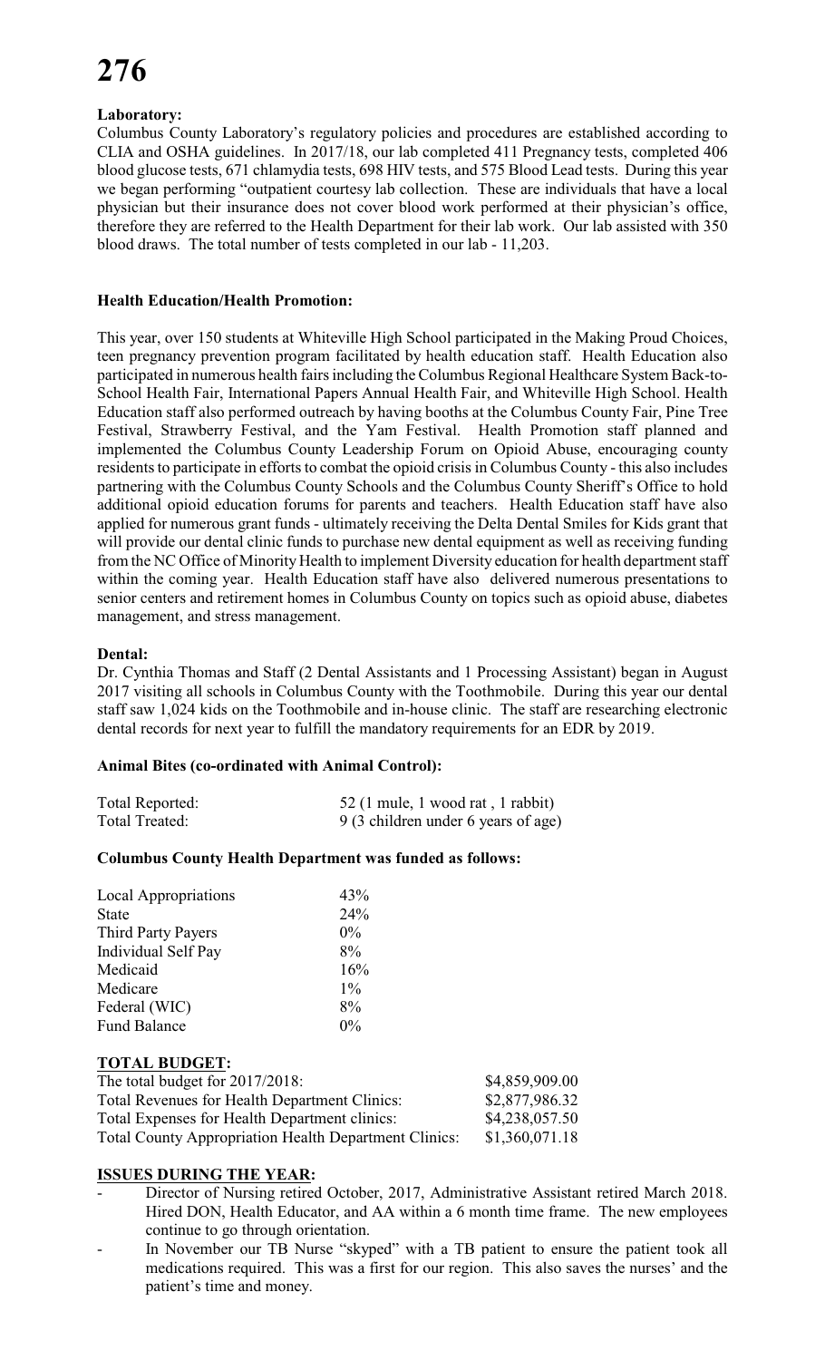**Laboratory:**
Columbus County Laboratory's regulatory policies and procedures are established according to CLIA and OSHA guidelines. In 2017/18, our lab completed 411 Pregnancy tests, completed 406 blood glucose tests, 671 chlamydia tests, 698 HIV tests, and 575 Blood Lead tests. During this year we began performing "outpatient courtesy lab collection. These are individuals that have a local physician but their insurance does not cover blood work performed at their physician's office, therefore they are referred to the Health Department for their lab work. Our lab assisted with 350 blood draws. The total number of tests completed in our lab - 11,203.

**Health Education/Health Promotion:**

This year, over 150 students at Whiteville High School participated in the Making Proud Choices, teen pregnancy prevention program facilitated by health education staff. Health Education also participated in numerous health fairs including the Columbus Regional Healthcare System Back-to-School Health Fair, International Papers Annual Health Fair, and Whiteville High School. Health Education staff also performed outreach by having booths at the Columbus County Fair, Pine Tree Festival, Strawberry Festival, and the Yam Festival. Health Promotion staff planned and implemented the Columbus County Leadership Forum on Opioid Abuse, encouraging county residents to participate in efforts to combat the opioid crisis in Columbus County - this also includes partnering with the Columbus County Schools and the Columbus County Sheriff's Office to hold additional opioid education forums for parents and teachers. Health Education staff have also applied for numerous grant funds - ultimately receiving the Delta Dental Smiles for Kids grant that will provide our dental clinic funds to purchase new dental equipment as well as receiving funding from the NC Office of Minority Health to implement Diversity education for health department staff within the coming year. Health Education staff have also delivered numerous presentations to senior centers and retirement homes in Columbus County on topics such as opioid abuse, diabetes management, and stress management.

**Dental:**
Dr. Cynthia Thomas and Staff (2 Dental Assistants and 1 Processing Assistant) began in August 2017 visiting all schools in Columbus County with the Toothmobile. During this year our dental staff saw 1,024 kids on the Toothmobile and in-house clinic. The staff are researching electronic dental records for next year to fulfill the mandatory requirements for an EDR by 2019.

**Animal Bites (co-ordinated with Animal Control):**

| | |
|---|---|
| Total Reported: | 52 (1 mule, 1 wood rat , 1 rabbit) |
| Total Treated: | 9 (3 children under 6 years of age) |

**Columbus County Health Department was funded as follows:**

| | |
|---|---|
| Local Appropriations | 43% |
| State | 24% |
| Third Party Payers | 0% |
| Individual Self Pay | 8% |
| Medicaid | 16% |
| Medicare | 1% |
| Federal (WIC) | 8% |
| Fund Balance | 0% |

**TOTAL BUDGET:**

| | |
|---|---|
| The total budget for 2017/2018: | $4,859,909.00 |
| Total Revenues for Health Department Clinics: | $2,877,986.32 |
| Total Expenses for Health Department clinics: | $4,238,057.50 |
| Total County Appropriation Health Department Clinics: | $1,360,071.18 |

**ISSUES DURING THE YEAR:**
- Director of Nursing retired October, 2017, Administrative Assistant retired March 2018. Hired DON, Health Educator, and AA within a 6 month time frame. The new employees continue to go through orientation.
- In November our TB Nurse "skyped" with a TB patient to ensure the patient took all medications required. This was a first for our region. This also saves the nurses' and the patient's time and money.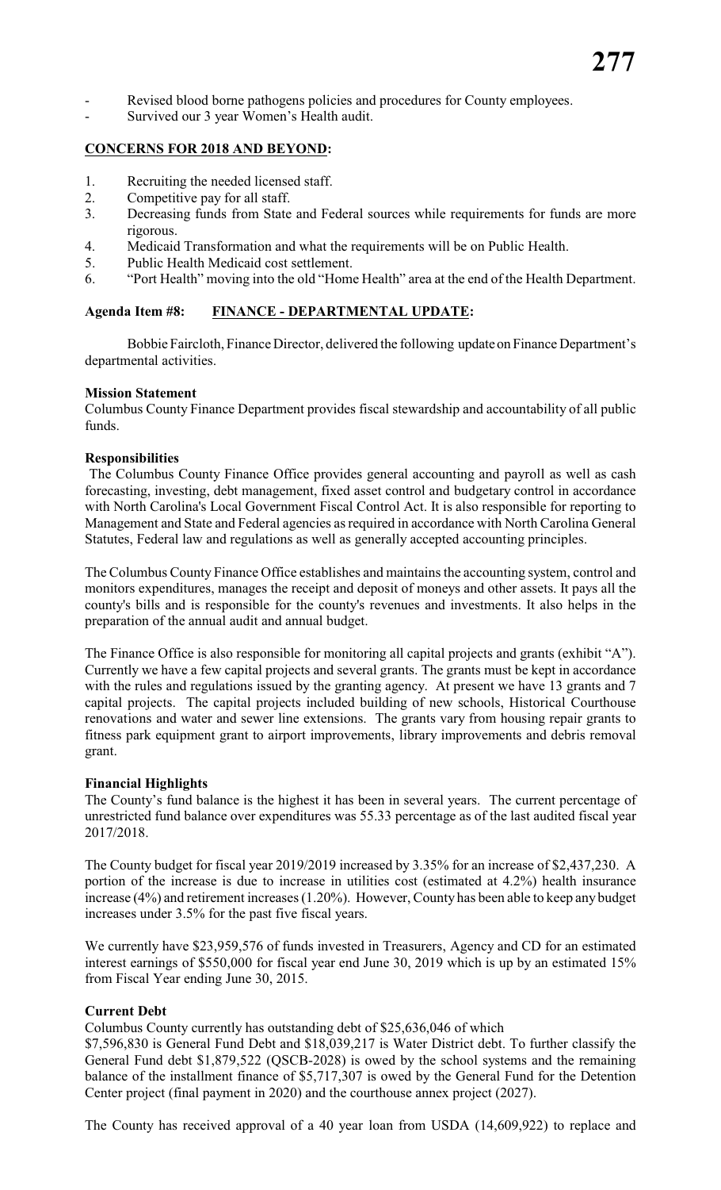- Revised blood borne pathogens policies and procedures for County employees.
- Survived our 3 year Women's Health audit.

**CONCERNS FOR 2018 AND BEYOND:**

1. Recruiting the needed licensed staff.
2. Competitive pay for all staff.
3. Decreasing funds from State and Federal sources while requirements for funds are more rigorous.
4. Medicaid Transformation and what the requirements will be on Public Health.
5. Public Health Medicaid cost settlement.
6. "Port Health" moving into the old "Home Health" area at the end of the Health Department.

**Agenda Item #8: FINANCE - DEPARTMENTAL UPDATE:**

Bobbie Faircloth, Finance Director, delivered the following update on Finance Department's departmental activities.

**Mission Statement**

Columbus County Finance Department provides fiscal stewardship and accountability of all public funds.

**Responsibilities**

The Columbus County Finance Office provides general accounting and payroll as well as cash forecasting, investing, debt management, fixed asset control and budgetary control in accordance with North Carolina's Local Government Fiscal Control Act. It is also responsible for reporting to Management and State and Federal agencies as required in accordance with North Carolina General Statutes, Federal law and regulations as well as generally accepted accounting principles.

The Columbus County Finance Office establishes and maintains the accounting system, control and monitors expenditures, manages the receipt and deposit of moneys and other assets. It pays all the county's bills and is responsible for the county's revenues and investments. It also helps in the preparation of the annual audit and annual budget.

The Finance Office is also responsible for monitoring all capital projects and grants (exhibit "A"). Currently we have a few capital projects and several grants. The grants must be kept in accordance with the rules and regulations issued by the granting agency. At present we have 13 grants and 7 capital projects. The capital projects included building of new schools, Historical Courthouse renovations and water and sewer line extensions. The grants vary from housing repair grants to fitness park equipment grant to airport improvements, library improvements and debris removal grant.

**Financial Highlights**

The County's fund balance is the highest it has been in several years. The current percentage of unrestricted fund balance over expenditures was 55.33 percentage as of the last audited fiscal year 2017/2018.

The County budget for fiscal year 2019/2019 increased by 3.35% for an increase of $2,437,230. A portion of the increase is due to increase in utilities cost (estimated at 4.2%) health insurance increase (4%) and retirement increases (1.20%). However, County has been able to keep any budget increases under 3.5% for the past five fiscal years.

We currently have $23,959,576 of funds invested in Treasurers, Agency and CD for an estimated interest earnings of $550,000 for fiscal year end June 30, 2019 which is up by an estimated 15% from Fiscal Year ending June 30, 2015.

**Current Debt**

Columbus County currently has outstanding debt of $25,636,046 of which $7,596,830 is General Fund Debt and $18,039,217 is Water District debt. To further classify the General Fund debt $1,879,522 (QSCB-2028) is owed by the school systems and the remaining balance of the installment finance of $5,717,307 is owed by the General Fund for the Detention Center project (final payment in 2020) and the courthouse annex project (2027).

The County has received approval of a 40 year loan from USDA (14,609,922) to replace and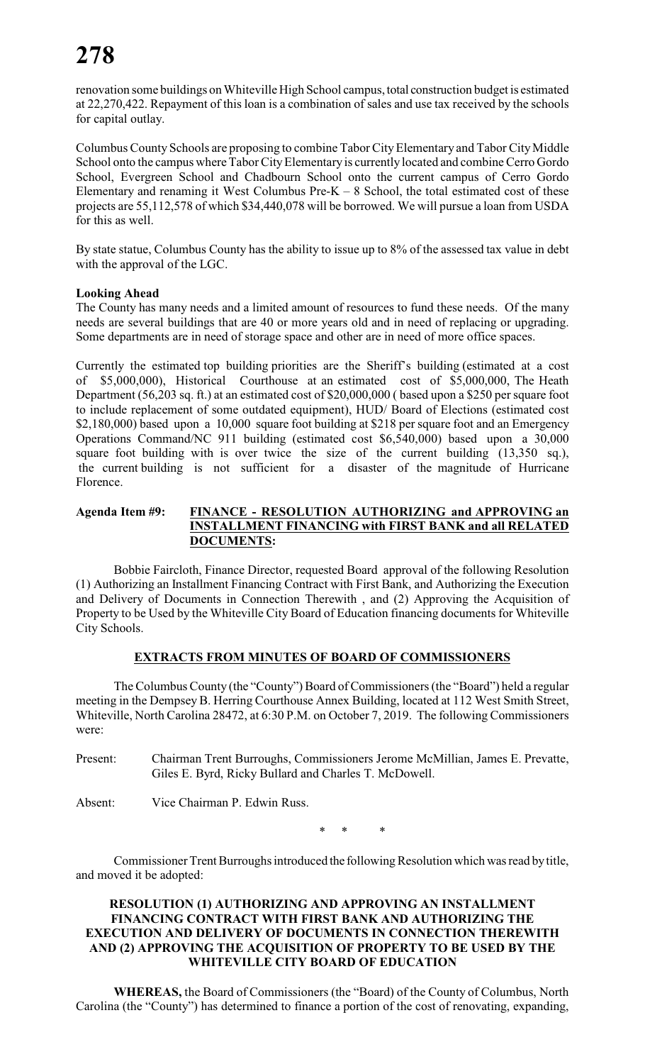renovation some buildings on Whiteville High School campus, total construction budget is estimated at 22,270,422. Repayment of this loan is a combination of sales and use tax received by the schools for capital outlay.

Columbus County Schools are proposing to combine Tabor City Elementary and Tabor City Middle School onto the campus where Tabor City Elementary is currently located and combine Cerro Gordo School, Evergreen School and Chadbourn School onto the current campus of Cerro Gordo Elementary and renaming it West Columbus Pre-K – 8 School, the total estimated cost of these projects are 55,112,578 of which $34,440,078 will be borrowed. We will pursue a loan from USDA for this as well.

By state statue, Columbus County has the ability to issue up to 8% of the assessed tax value in debt with the approval of the LGC.

**Looking Ahead**

The County has many needs and a limited amount of resources to fund these needs. Of the many needs are several buildings that are 40 or more years old and in need of replacing or upgrading. Some departments are in need of storage space and other are in need of more office spaces.

Currently the estimated top building priorities are the Sheriff's building (estimated at a cost of $5,000,000), Historical Courthouse at an estimated cost of $5,000,000, The Heath Department (56,203 sq. ft.) at an estimated cost of $20,000,000 ( based upon a $250 per square foot to include replacement of some outdated equipment), HUD/ Board of Elections (estimated cost $2,180,000) based upon a 10,000 square foot building at $218 per square foot and an Emergency Operations Command/NC 911 building (estimated cost $6,540,000) based upon a 30,000 square foot building with is over twice the size of the current building (13,350 sq.), the current building is not sufficient for a disaster of the magnitude of Hurricane Florence.

**Agenda Item #9: FINANCE - RESOLUTION AUTHORIZING and APPROVING an INSTALLMENT FINANCING with FIRST BANK and all RELATED DOCUMENTS:**

Bobbie Faircloth, Finance Director, requested Board approval of the following Resolution (1) Authorizing an Installment Financing Contract with First Bank, and Authorizing the Execution and Delivery of Documents in Connection Therewith , and (2) Approving the Acquisition of Property to be Used by the Whiteville City Board of Education financing documents for Whiteville City Schools.

**EXTRACTS FROM MINUTES OF BOARD OF COMMISSIONERS**

The Columbus County (the "County") Board of Commissioners (the "Board") held a regular meeting in the Dempsey B. Herring Courthouse Annex Building, located at 112 West Smith Street, Whiteville, North Carolina 28472, at 6:30 P.M. on October 7, 2019. The following Commissioners were:

Present: Chairman Trent Burroughs, Commissioners Jerome McMillian, James E. Prevatte, Giles E. Byrd, Ricky Bullard and Charles T. McDowell.

Absent: Vice Chairman P. Edwin Russ.

\* \* \*

Commissioner Trent Burroughs introduced the following Resolution which was read by title, and moved it be adopted:

**RESOLUTION (1) AUTHORIZING AND APPROVING AN INSTALLMENT FINANCING CONTRACT WITH FIRST BANK AND AUTHORIZING THE EXECUTION AND DELIVERY OF DOCUMENTS IN CONNECTION THEREWITH AND (2) APPROVING THE ACQUISITION OF PROPERTY TO BE USED BY THE WHITEVILLE CITY BOARD OF EDUCATION**

**WHEREAS,** the Board of Commissioners (the "Board) of the County of Columbus, North Carolina (the "County") has determined to finance a portion of the cost of renovating, expanding,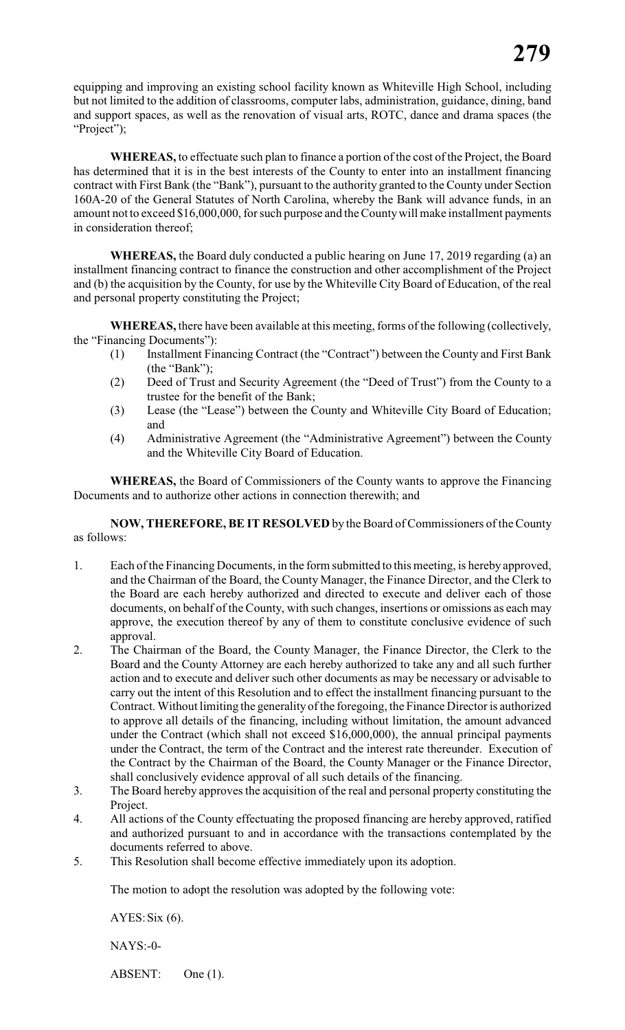equipping and improving an existing school facility known as Whiteville High School, including but not limited to the addition of classrooms, computer labs, administration, guidance, dining, band and support spaces, as well as the renovation of visual arts, ROTC, dance and drama spaces (the "Project");

**WHEREAS,** to effectuate such plan to finance a portion of the cost of the Project, the Board has determined that it is in the best interests of the County to enter into an installment financing contract with First Bank (the "Bank"), pursuant to the authority granted to the County under Section 160A-20 of the General Statutes of North Carolina, whereby the Bank will advance funds, in an amount not to exceed $16,000,000, for such purpose and the County will make installment payments in consideration thereof;

**WHEREAS,** the Board duly conducted a public hearing on June 17, 2019 regarding (a) an installment financing contract to finance the construction and other accomplishment of the Project and (b) the acquisition by the County, for use by the Whiteville City Board of Education, of the real and personal property constituting the Project;

**WHEREAS,** there have been available at this meeting, forms of the following (collectively, the "Financing Documents"):

(1) Installment Financing Contract (the "Contract") between the County and First Bank (the "Bank");

(2) Deed of Trust and Security Agreement (the "Deed of Trust") from the County to a trustee for the benefit of the Bank;

(3) Lease (the "Lease") between the County and Whiteville City Board of Education; and

(4) Administrative Agreement (the "Administrative Agreement") between the County and the Whiteville City Board of Education.

**WHEREAS,** the Board of Commissioners of the County wants to approve the Financing Documents and to authorize other actions in connection therewith; and

**NOW, THEREFORE, BE IT RESOLVED** by the Board of Commissioners of the County as follows:

1. Each of the Financing Documents, in the form submitted to this meeting, is hereby approved, and the Chairman of the Board, the County Manager, the Finance Director, and the Clerk to the Board are each hereby authorized and directed to execute and deliver each of those documents, on behalf of the County, with such changes, insertions or omissions as each may approve, the execution thereof by any of them to constitute conclusive evidence of such approval.
2. The Chairman of the Board, the County Manager, the Finance Director, the Clerk to the Board and the County Attorney are each hereby authorized to take any and all such further action and to execute and deliver such other documents as may be necessary or advisable to carry out the intent of this Resolution and to effect the installment financing pursuant to the Contract. Without limiting the generality of the foregoing, the Finance Director is authorized to approve all details of the financing, including without limitation, the amount advanced under the Contract (which shall not exceed $16,000,000), the annual principal payments under the Contract, the term of the Contract and the interest rate thereunder. Execution of the Contract by the Chairman of the Board, the County Manager or the Finance Director, shall conclusively evidence approval of all such details of the financing.
3. The Board hereby approves the acquisition of the real and personal property constituting the Project.
4. All actions of the County effectuating the proposed financing are hereby approved, ratified and authorized pursuant to and in accordance with the transactions contemplated by the documents referred to above.
5. This Resolution shall become effective immediately upon its adoption.

The motion to adopt the resolution was adopted by the following vote:

AYES: Six (6).

NAYS: -0-

ABSENT: One (1).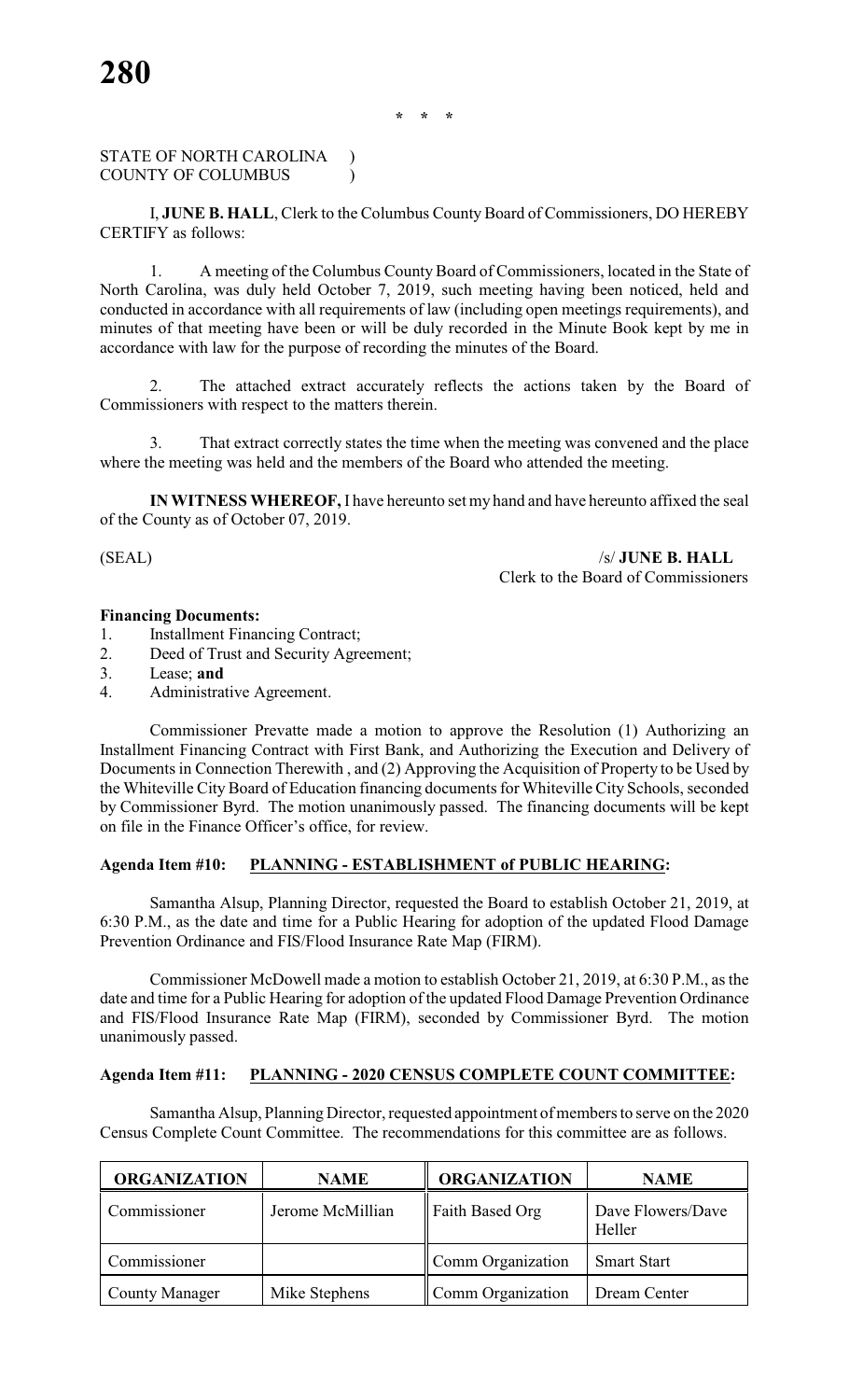\* \* \*

STATE OF NORTH CAROLINA )
COUNTY OF COLUMBUS )

I, **JUNE B. HALL**, Clerk to the Columbus County Board of Commissioners, DO HEREBY CERTIFY as follows:

1. A meeting of the Columbus County Board of Commissioners, located in the State of North Carolina, was duly held October 7, 2019, such meeting having been noticed, held and conducted in accordance with all requirements of law (including open meetings requirements), and minutes of that meeting have been or will be duly recorded in the Minute Book kept by me in accordance with law for the purpose of recording the minutes of the Board.

2. The attached extract accurately reflects the actions taken by the Board of Commissioners with respect to the matters therein.

3. That extract correctly states the time when the meeting was convened and the place where the meeting was held and the members of the Board who attended the meeting.

**IN WITNESS WHEREOF,** I have hereunto set my hand and have hereunto affixed the seal of the County as of October 07, 2019.

(SEAL) /s/ **JUNE B. HALL**
Clerk to the Board of Commissioners

**Financing Documents:**

1. Installment Financing Contract;
2. Deed of Trust and Security Agreement;
3. Lease; **and**
4. Administrative Agreement.

Commissioner Prevatte made a motion to approve the Resolution (1) Authorizing an Installment Financing Contract with First Bank, and Authorizing the Execution and Delivery of Documents in Connection Therewith , and (2) Approving the Acquisition of Property to be Used by the Whiteville City Board of Education financing documents for Whiteville City Schools, seconded by Commissioner Byrd. The motion unanimously passed. The financing documents will be kept on file in the Finance Officer's office, for review.

**Agenda Item #10: PLANNING - ESTABLISHMENT of PUBLIC HEARING:**

Samantha Alsup, Planning Director, requested the Board to establish October 21, 2019, at 6:30 P.M., as the date and time for a Public Hearing for adoption of the updated Flood Damage Prevention Ordinance and FIS/Flood Insurance Rate Map (FIRM).

Commissioner McDowell made a motion to establish October 21, 2019, at 6:30 P.M., as the date and time for a Public Hearing for adoption of the updated Flood Damage Prevention Ordinance and FIS/Flood Insurance Rate Map (FIRM), seconded by Commissioner Byrd. The motion unanimously passed.

**Agenda Item #11: PLANNING - 2020 CENSUS COMPLETE COUNT COMMITTEE:**

Samantha Alsup, Planning Director, requested appointment of members to serve on the 2020 Census Complete Count Committee. The recommendations for this committee are as follows.

| ORGANIZATION | NAME | ORGANIZATION | NAME |
|---|---|---|---|
| Commissioner | Jerome McMillian | Faith Based Org | Dave Flowers/Dave Heller |
| Commissioner | | Comm Organization | Smart Start |
| County Manager | Mike Stephens | Comm Organization | Dream Center |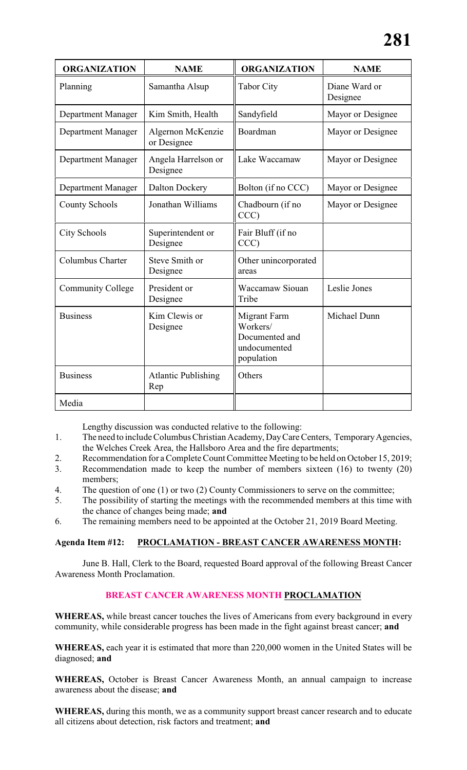| ORGANIZATION | NAME | ORGANIZATION | NAME |
|---|---|---|---|
| Planning | Samantha Alsup | Tabor City | Diane Ward or Designee |
| Department Manager | Kim Smith, Health | Sandyfield | Mayor or Designee |
| Department Manager | Algernon McKenzie or Designee | Boardman | Mayor or Designee |
| Department Manager | Angela Harrelson or Designee | Lake Waccamaw | Mayor or Designee |
| Department Manager | Dalton Dockery | Bolton (if no CCC) | Mayor or Designee |
| County Schools | Jonathan Williams | Chadbourn (if no CCC) | Mayor or Designee |
| City Schools | Superintendent or Designee | Fair Bluff (if no CCC) | |
| Columbus Charter | Steve Smith or Designee | Other unincorporated areas | |
| Community College | President or Designee | Waccamaw Siouan Tribe | Leslie Jones |
| Business | Kim Clewis or Designee | Migrant Farm Workers/ Documented and undocumented population | Michael Dunn |
| Business | Atlantic Publishing Rep | Others | |
| Media | | | |

Lengthy discussion was conducted relative to the following:

1. The need to include Columbus Christian Academy, Day Care Centers, Temporary Agencies, the Welches Creek Area, the Hallsboro Area and the fire departments;
2. Recommendation for a Complete Count Committee Meeting to be held on October 15, 2019;
3. Recommendation made to keep the number of members sixteen (16) to twenty (20) members;
4. The question of one (1) or two (2) County Commissioners to serve on the committee;
5. The possibility of starting the meetings with the recommended members at this time with the chance of changes being made; **and**
6. The remaining members need to be appointed at the October 21, 2019 Board Meeting.

**Agenda Item #12: PROCLAMATION - BREAST CANCER AWARENESS MONTH:**

June B. Hall, Clerk to the Board, requested Board approval of the following Breast Cancer Awareness Month Proclamation.

### BREAST CANCER AWARENESS MONTH PROCLAMATION

**WHEREAS,** while breast cancer touches the lives of Americans from every background in every community, while considerable progress has been made in the fight against breast cancer; **and**

**WHEREAS,** each year it is estimated that more than 220,000 women in the United States will be diagnosed; **and**

**WHEREAS,** October is Breast Cancer Awareness Month, an annual campaign to increase awareness about the disease; **and**

**WHEREAS,** during this month, we as a community support breast cancer research and to educate all citizens about detection, risk factors and treatment; **and**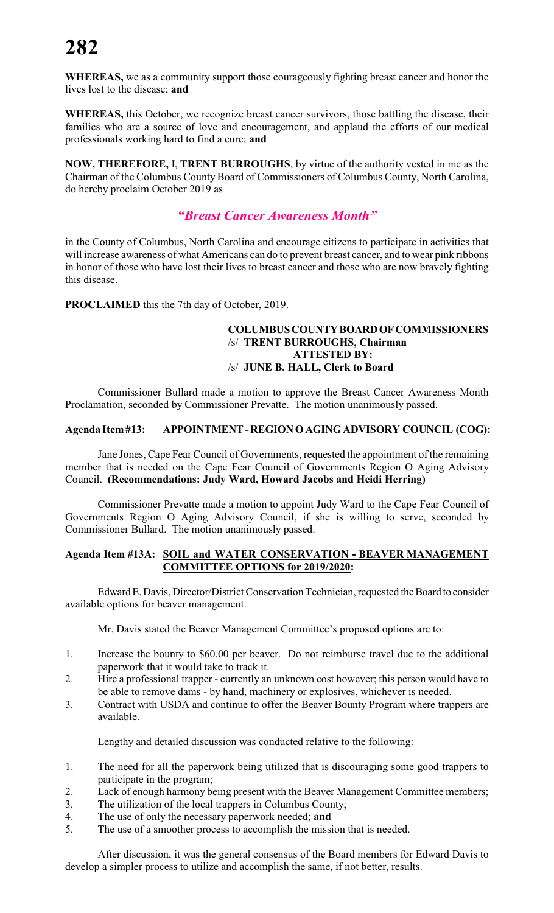**WHEREAS,** we as a community support those courageously fighting breast cancer and honor the lives lost to the disease; **and**

**WHEREAS,** this October, we recognize breast cancer survivors, those battling the disease, their families who are a source of love and encouragement, and applaud the efforts of our medical professionals working hard to find a cure; **and**

**NOW, THEREFORE,** I, **TRENT BURROUGHS**, by virtue of the authority vested in me as the Chairman of the Columbus County Board of Commissioners of Columbus County, North Carolina, do hereby proclaim October 2019 as

***"Breast Cancer Awareness Month"***

in the County of Columbus, North Carolina and encourage citizens to participate in activities that will increase awareness of what Americans can do to prevent breast cancer, and to wear pink ribbons in honor of those who have lost their lives to breast cancer and those who are now bravely fighting this disease.

**PROCLAIMED** this the 7th day of October, 2019.

**COLUMBUS COUNTY BOARD OF COMMISSIONERS**
/s/ **TRENT BURROUGHS, Chairman**
**ATTESTED BY:**
/s/ **JUNE B. HALL, Clerk to Board**

Commissioner Bullard made a motion to approve the Breast Cancer Awareness Month Proclamation, seconded by Commissioner Prevatte. The motion unanimously passed.

**Agenda Item #13: APPOINTMENT - REGION O AGING ADVISORY COUNCIL (COG):**

Jane Jones, Cape Fear Council of Governments, requested the appointment of the remaining member that is needed on the Cape Fear Council of Governments Region O Aging Advisory Council. **(Recommendations: Judy Ward, Howard Jacobs and Heidi Herring)**

Commissioner Prevatte made a motion to appoint Judy Ward to the Cape Fear Council of Governments Region O Aging Advisory Council, if she is willing to serve, seconded by Commissioner Bullard. The motion unanimously passed.

**Agenda Item #13A: SOIL and WATER CONSERVATION - BEAVER MANAGEMENT COMMITTEE OPTIONS for 2019/2020:**

Edward E. Davis, Director/District Conservation Technician, requested the Board to consider available options for beaver management.

Mr. Davis stated the Beaver Management Committee's proposed options are to:

1. Increase the bounty to $60.00 per beaver. Do not reimburse travel due to the additional paperwork that it would take to track it.
2. Hire a professional trapper - currently an unknown cost however; this person would have to be able to remove dams - by hand, machinery or explosives, whichever is needed.
3. Contract with USDA and continue to offer the Beaver Bounty Program where trappers are available.

Lengthy and detailed discussion was conducted relative to the following:

1. The need for all the paperwork being utilized that is discouraging some good trappers to participate in the program;
2. Lack of enough harmony being present with the Beaver Management Committee members;
3. The utilization of the local trappers in Columbus County;
4. The use of only the necessary paperwork needed; **and**
5. The use of a smoother process to accomplish the mission that is needed.

After discussion, it was the general consensus of the Board members for Edward Davis to develop a simpler process to utilize and accomplish the same, if not better, results.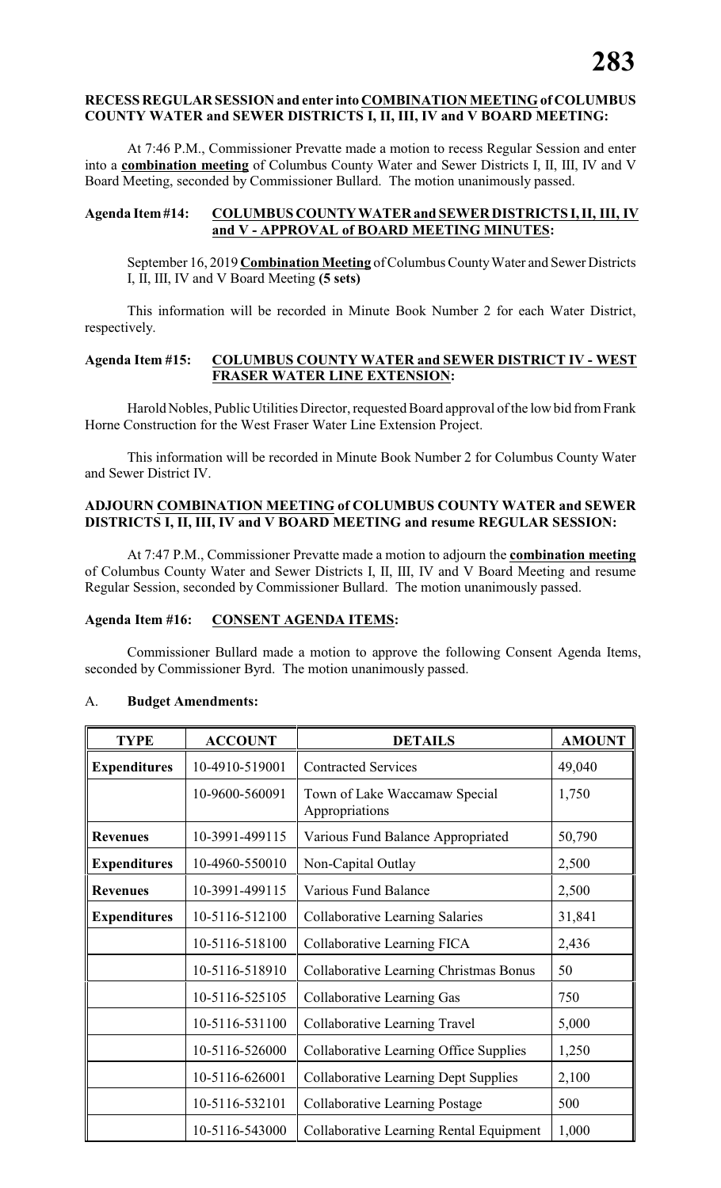**RECESS REGULAR SESSION and enter into <u>COMBINATION MEETING</u> of COLUMBUS COUNTY WATER and SEWER DISTRICTS I, II, III, IV and V BOARD MEETING:**

At 7:46 P.M., Commissioner Prevatte made a motion to recess Regular Session and enter into a **<u>combination meeting</u>** of Columbus County Water and Sewer Districts I, II, III, IV and V Board Meeting, seconded by Commissioner Bullard. The motion unanimously passed.

**Agenda Item #14: <u>COLUMBUS COUNTY WATER and SEWER DISTRICTS I, II, III, IV and V - APPROVAL of BOARD MEETING MINUTES</u>:**

September 16, 2019 **<u>Combination Meeting</u>** of Columbus County Water and Sewer Districts I, II, III, IV and V Board Meeting **(5 sets)**

This information will be recorded in Minute Book Number 2 for each Water District, respectively.

**Agenda Item #15: <u>COLUMBUS COUNTY WATER and SEWER DISTRICT IV - WEST FRASER WATER LINE EXTENSION</u>:**

Harold Nobles, Public Utilities Director, requested Board approval of the low bid from Frank Horne Construction for the West Fraser Water Line Extension Project.

This information will be recorded in Minute Book Number 2 for Columbus County Water and Sewer District IV.

**ADJOURN <u>COMBINATION MEETING</u> of COLUMBUS COUNTY WATER and SEWER DISTRICTS I, II, III, IV and V BOARD MEETING and resume REGULAR SESSION:**

At 7:47 P.M., Commissioner Prevatte made a motion to adjourn the **<u>combination meeting</u>** of Columbus County Water and Sewer Districts I, II, III, IV and V Board Meeting and resume Regular Session, seconded by Commissioner Bullard. The motion unanimously passed.

**Agenda Item #16: <u>CONSENT AGENDA ITEMS</u>:**

Commissioner Bullard made a motion to approve the following Consent Agenda Items, seconded by Commissioner Byrd. The motion unanimously passed.

A. **Budget Amendments:**

| TYPE | ACCOUNT | DETAILS | AMOUNT |
|---|---|---|---|
| **Expenditures** | 10-4910-519001 | Contracted Services | 49,040 |
| | 10-9600-560091 | Town of Lake Waccamaw Special Appropriations | 1,750 |
| **Revenues** | 10-3991-499115 | Various Fund Balance Appropriated | 50,790 |
| **Expenditures** | 10-4960-550010 | Non-Capital Outlay | 2,500 |
| **Revenues** | 10-3991-499115 | Various Fund Balance | 2,500 |
| **Expenditures** | 10-5116-512100 | Collaborative Learning Salaries | 31,841 |
| | 10-5116-518100 | Collaborative Learning FICA | 2,436 |
| | 10-5116-518910 | Collaborative Learning Christmas Bonus | 50 |
| | 10-5116-525105 | Collaborative Learning Gas | 750 |
| | 10-5116-531100 | Collaborative Learning Travel | 5,000 |
| | 10-5116-526000 | Collaborative Learning Office Supplies | 1,250 |
| | 10-5116-626001 | Collaborative Learning Dept Supplies | 2,100 |
| | 10-5116-532101 | Collaborative Learning Postage | 500 |
| | 10-5116-543000 | Collaborative Learning Rental Equipment | 1,000 |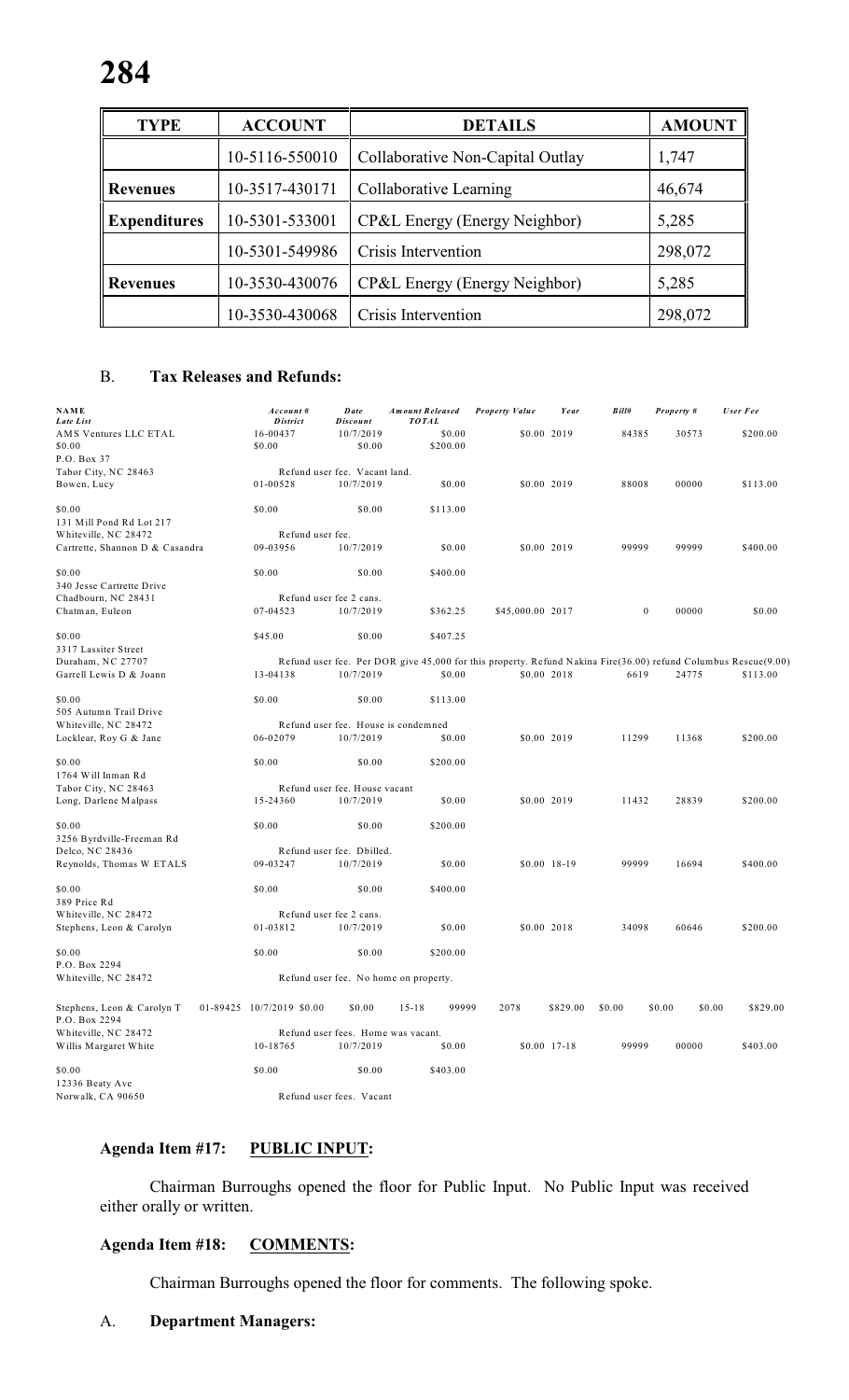| TYPE | ACCOUNT | DETAILS | AMOUNT |
|---|---|---|---|
| | 10-5116-550010 | Collaborative Non-Capital Outlay | 1,747 |
| **Revenues** | 10-3517-430171 | Collaborative Learning | 46,674 |
| **Expenditures** | 10-5301-533001 | CP&L Energy (Energy Neighbor) | 5,285 |
| | 10-5301-549986 | Crisis Intervention | 298,072 |
| **Revenues** | 10-3530-430076 | CP&L Energy (Energy Neighbor) | 5,285 |
| | 10-3530-430068 | Crisis Intervention | 298,072 |

B. **Tax Releases and Refunds:**

| NAME<br>Late List | Account #<br>District | Date<br>Discount | Amount Released<br>TOTAL | Property Value | Year | Bill# | Property # | User Fee |
|---|---|---|---|---|---|---|---|---|
| AMS Ventures LLC ETAL<br>$0.00<br>P.O. Box 37<br>Tabor City, NC 28463<br>Refund user fee. Vacant land. | 16-00437<br>$0.00 | 10/7/2019<br>$0.00 | $0.00<br>$200.00 | $0.00 | 2019 | 84385 | 30573 | $200.00 |
| Bowen, Lucy<br>$0.00<br>131 Mill Pond Rd Lot 217<br>Whiteville, NC 28472<br>Refund user fee. | 01-00528<br>$0.00 | 10/7/2019<br>$0.00 | $0.00<br>$113.00 | $0.00 | 2019 | 88008 | 00000 | $113.00 |
| Cartrette, Shannon D & Casandra<br>$0.00<br>340 Jesse Cartrette Drive<br>Chadbourn, NC 28431<br>Refund user fee 2 cans. | 09-03956<br>$0.00 | 10/7/2019<br>$0.00 | $0.00<br>$400.00 | $0.00 | 2019 | 99999 | 99999 | $400.00 |
| Chatman, Euleon<br>$0.00<br>3317 Lassiter Street<br>Duraham, NC 27707<br>Refund user fee. Per DOR give 45,000 for this property. Refund Nakina Fire(36.00) refund Columbus Rescue(9.00) | 07-04523<br>$45.00 | 10/7/2019<br>$0.00 | $362.25<br>$407.25 | $45,000.00 | 2017 | 0 | 00000 | $0.00 |
| Garrell Lewis D & Joann<br>$0.00<br>505 Autumn Trail Drive<br>Whiteville, NC 28472<br>Refund user fee. House is condemned | 13-04138<br>$0.00 | 10/7/2019<br>$0.00 | $0.00<br>$113.00 | $0.00 | 2018 | 6619 | 24775 | $113.00 |
| Locklear, Roy G & Jane<br>$0.00<br>1764 Will Inman Rd<br>Tabor City, NC 28463<br>Refund user fee. House vacant | 06-02079<br>$0.00 | 10/7/2019<br>$0.00 | $0.00<br>$200.00 | $0.00 | 2019 | 11299 | 11368 | $200.00 |
| Long, Darlene Malpass<br>$0.00<br>3256 Byrdville-Freeman Rd<br>Delco, NC 28436<br>Refund user fee. Dbilled. | 15-24360<br>$0.00 | 10/7/2019<br>$0.00 | $0.00<br>$200.00 | $0.00 | 2019 | 11432 | 28839 | $200.00 |
| Reynolds, Thomas W ETALS<br>$0.00<br>389 Price Rd<br>Whiteville, NC 28472<br>Refund user fee 2 cans. | 09-03247<br>$0.00 | 10/7/2019<br>$0.00 | $0.00<br>$400.00 | $0.00 | 18-19 | 99999 | 16694 | $400.00 |
| Stephens, Leon & Carolyn<br>$0.00<br>P.O. Box 2294<br>Whiteville, NC 28472<br>Refund user fee. No home on property. | 01-03812<br>$0.00 | 10/7/2019<br>$0.00 | $0.00<br>$200.00 | $0.00 | 2018 | 34098 | 60646 | $200.00 |
| Stephens, Leon & Carolyn T<br>$0.00<br>P.O. Box 2294<br>Whiteville, NC 28472<br>Refund user fees. Home was vacant. | 01-89425<br>$0.00 | 10/7/2019<br>$0.00 | $0.00<br>$829.00 | $0.00 | 15-18 | 99999 | 2078 | $829.00 |
| Willis Margaret White<br>$0.00<br>12336 Beaty Ave<br>Norwalk, CA 90650<br>Refund user fees. Vacant | 10-18765<br>$0.00 | 10/7/2019<br>$0.00 | $0.00<br>$403.00 | $0.00 | 17-18 | 99999 | 00000 | $403.00 |

## Agenda Item #17: PUBLIC INPUT:

Chairman Burroughs opened the floor for Public Input. No Public Input was received either orally or written.

## Agenda Item #18: COMMENTS:

Chairman Burroughs opened the floor for comments. The following spoke.

A. **Department Managers:**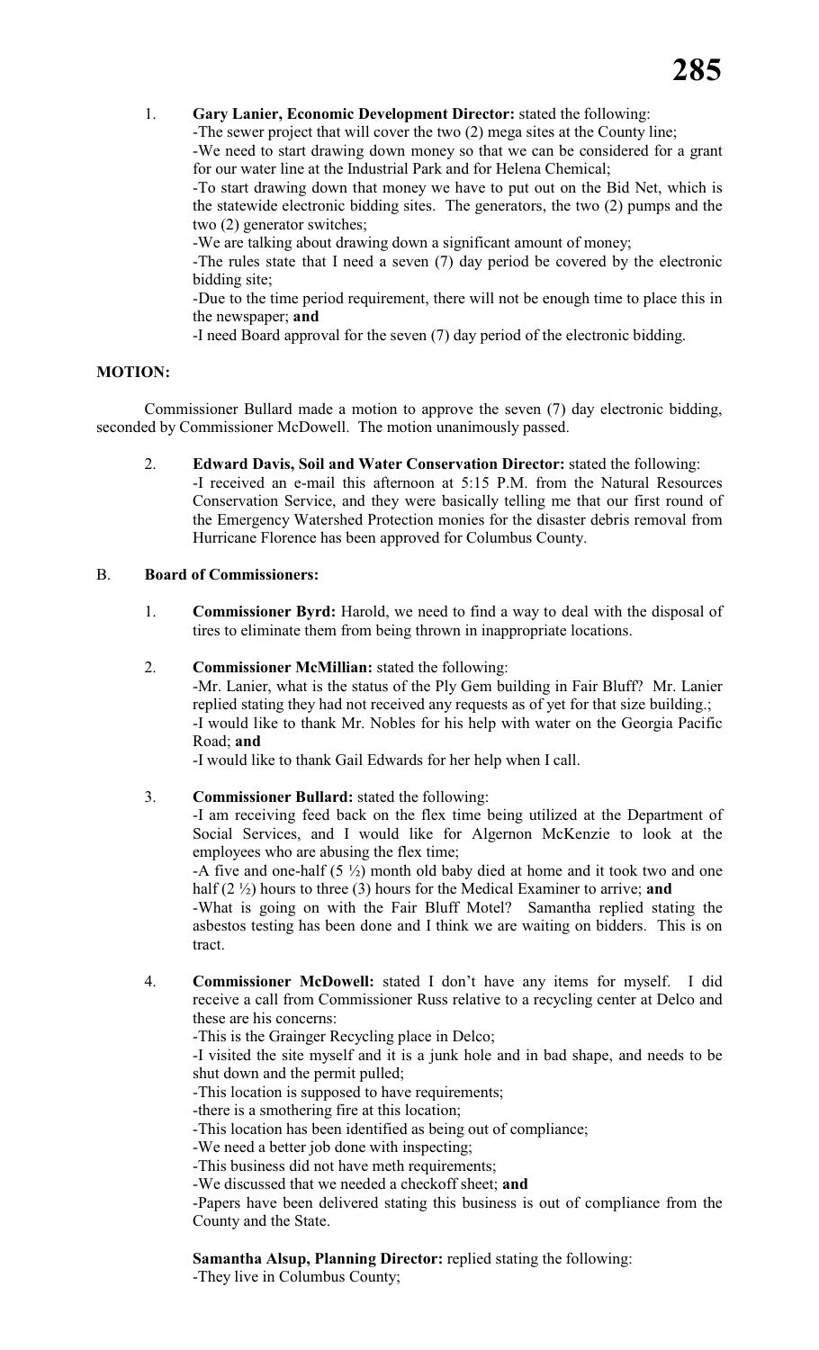1. **Gary Lanier, Economic Development Director:** stated the following:
   -The sewer project that will cover the two (2) mega sites at the County line;
   -We need to start drawing down money so that we can be considered for a grant for our water line at the Industrial Park and for Helena Chemical;
   -To start drawing down that money we have to put out on the Bid Net, which is the statewide electronic bidding sites. The generators, the two (2) pumps and the two (2) generator switches;
   -We are talking about drawing down a significant amount of money;
   -The rules state that I need a seven (7) day period be covered by the electronic bidding site;
   -Due to the time period requirement, there will not be enough time to place this in the newspaper; **and**
   -I need Board approval for the seven (7) day period of the electronic bidding.

**MOTION:**

Commissioner Bullard made a motion to approve the seven (7) day electronic bidding, seconded by Commissioner McDowell. The motion unanimously passed.

2. **Edward Davis, Soil and Water Conservation Director:** stated the following:
   -I received an e-mail this afternoon at 5:15 P.M. from the Natural Resources Conservation Service, and they were basically telling me that our first round of the Emergency Watershed Protection monies for the disaster debris removal from Hurricane Florence has been approved for Columbus County.

B. **Board of Commissioners:**

1. **Commissioner Byrd:** Harold, we need to find a way to deal with the disposal of tires to eliminate them from being thrown in inappropriate locations.

2. **Commissioner McMillian:** stated the following:
   -Mr. Lanier, what is the status of the Ply Gem building in Fair Bluff? Mr. Lanier replied stating they had not received any requests as of yet for that size building.;
   -I would like to thank Mr. Nobles for his help with water on the Georgia Pacific Road; **and**
   -I would like to thank Gail Edwards for her help when I call.

3. **Commissioner Bullard:** stated the following:
   -I am receiving feed back on the flex time being utilized at the Department of Social Services, and I would like for Algernon McKenzie to look at the employees who are abusing the flex time;
   -A five and one-half (5 ½) month old baby died at home and it took two and one half (2 ½) hours to three (3) hours for the Medical Examiner to arrive; **and**
   -What is going on with the Fair Bluff Motel? Samantha replied stating the asbestos testing has been done and I think we are waiting on bidders. This is on tract.

4. **Commissioner McDowell:** stated I don't have any items for myself. I did receive a call from Commissioner Russ relative to a recycling center at Delco and these are his concerns:
   -This is the Grainger Recycling place in Delco;
   -I visited the site myself and it is a junk hole and in bad shape, and needs to be shut down and the permit pulled;
   -This location is supposed to have requirements;
   -there is a smothering fire at this location;
   -This location has been identified as being out of compliance;
   -We need a better job done with inspecting;
   -This business did not have meth requirements;
   -We discussed that we needed a checkoff sheet; **and**
   -Papers have been delivered stating this business is out of compliance from the County and the State.

   **Samantha Alsup, Planning Director:** replied stating the following:
   -They live in Columbus County;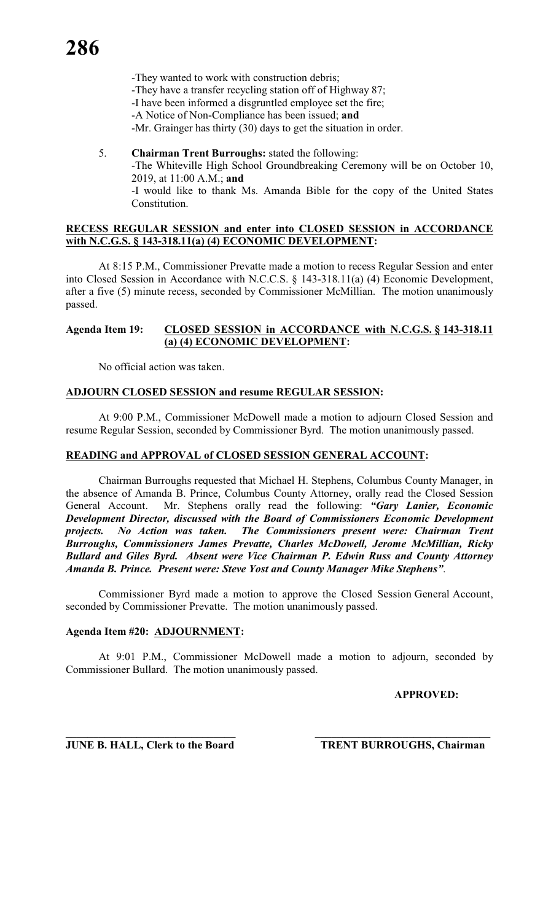-They wanted to work with construction debris;
-They have a transfer recycling station off of Highway 87;
-I have been informed a disgruntled employee set the fire;
-A Notice of Non-Compliance has been issued; **and**
-Mr. Grainger has thirty (30) days to get the situation in order.

5. **Chairman Trent Burroughs:** stated the following:
-The Whiteville High School Groundbreaking Ceremony will be on October 10, 2019, at 11:00 A.M.; **and**
-I would like to thank Ms. Amanda Bible for the copy of the United States Constitution.

**RECESS REGULAR SESSION and enter into CLOSED SESSION in ACCORDANCE with N.C.G.S. § 143-318.11(a) (4) ECONOMIC DEVELOPMENT:**

At 8:15 P.M., Commissioner Prevatte made a motion to recess Regular Session and enter into Closed Session in Accordance with N.C.C.S. § 143-318.11(a) (4) Economic Development, after a five (5) minute recess, seconded by Commissioner McMillian. The motion unanimously passed.

**Agenda Item 19: CLOSED SESSION in ACCORDANCE with N.C.G.S. § 143-318.11 (a) (4) ECONOMIC DEVELOPMENT:**

No official action was taken.

**ADJOURN CLOSED SESSION and resume REGULAR SESSION:**

At 9:00 P.M., Commissioner McDowell made a motion to adjourn Closed Session and resume Regular Session, seconded by Commissioner Byrd. The motion unanimously passed.

**READING and APPROVAL of CLOSED SESSION GENERAL ACCOUNT:**

Chairman Burroughs requested that Michael H. Stephens, Columbus County Manager, in the absence of Amanda B. Prince, Columbus County Attorney, orally read the Closed Session General Account. Mr. Stephens orally read the following: ***"Gary Lanier, Economic Development Director, discussed with the Board of Commissioners Economic Development projects. No Action was taken. The Commissioners present were: Chairman Trent Burroughs, Commissioners James Prevatte, Charles McDowell, Jerome McMillian, Ricky Bullard and Giles Byrd. Absent were Vice Chairman P. Edwin Russ and County Attorney Amanda B. Prince. Present were: Steve Yost and County Manager Mike Stephens"***.

Commissioner Byrd made a motion to approve the Closed Session General Account, seconded by Commissioner Prevatte. The motion unanimously passed.

**Agenda Item #20: ADJOURNMENT:**

At 9:01 P.M., Commissioner McDowell made a motion to adjourn, seconded by Commissioner Bullard. The motion unanimously passed.

**APPROVED:**

______________________________ ______________________________
**JUNE B. HALL, Clerk to the Board** **TRENT BURROUGHS, Chairman**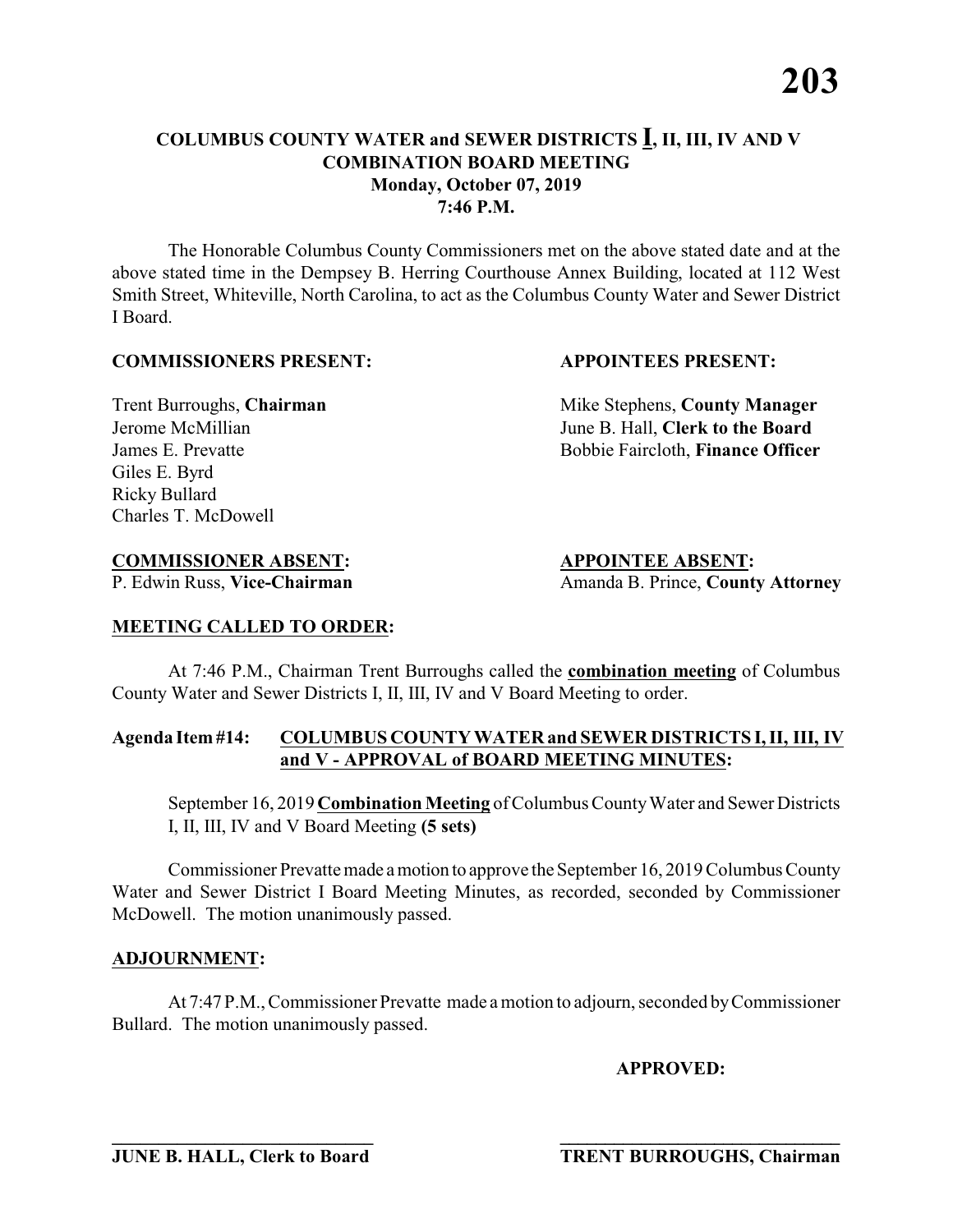# COLUMBUS COUNTY WATER and SEWER DISTRICTS **I**, II, III, IV AND V COMBINATION BOARD MEETING
## Monday, October 07, 2019
## 7:46 P.M.

The Honorable Columbus County Commissioners met on the above stated date and at the above stated time in the Dempsey B. Herring Courthouse Annex Building, located at 112 West Smith Street, Whiteville, North Carolina, to act as the Columbus County Water and Sewer District I Board.

**COMMISSIONERS PRESENT:**

Trent Burroughs, **Chairman**
Jerome McMillian
James E. Prevatte
Giles E. Byrd
Ricky Bullard
Charles T. McDowell

**APPOINTEES PRESENT:**

Mike Stephens, **County Manager**
June B. Hall, **Clerk to the Board**
Bobbie Faircloth, **Finance Officer**

**COMMISSIONER ABSENT:**
P. Edwin Russ, **Vice-Chairman**

**APPOINTEE ABSENT:**
Amanda B. Prince, **County Attorney**

**MEETING CALLED TO ORDER:**

At 7:46 P.M., Chairman Trent Burroughs called the **combination meeting** of Columbus County Water and Sewer Districts I, II, III, IV and V Board Meeting to order.

**Agenda Item #14: COLUMBUS COUNTY WATER and SEWER DISTRICTS I, II, III, IV and V - APPROVAL of BOARD MEETING MINUTES:**

September 16, 2019 **Combination Meeting** of Columbus County Water and Sewer Districts I, II, III, IV and V Board Meeting **(5 sets)**

Commissioner Prevatte made a motion to approve the September 16, 2019 Columbus County Water and Sewer District I Board Meeting Minutes, as recorded, seconded by Commissioner McDowell. The motion unanimously passed.

**ADJOURNMENT:**

At 7:47 P.M., Commissioner Prevatte made a motion to adjourn, seconded by Commissioner Bullard. The motion unanimously passed.

**APPROVED:**

\_\_\_\_\_\_\_\_\_\_\_\_\_\_\_\_\_\_\_\_\_\_\_\_\_\_\_\_\_\_
**JUNE B. HALL, Clerk to Board**

\_\_\_\_\_\_\_\_\_\_\_\_\_\_\_\_\_\_\_\_\_\_\_\_\_\_\_\_\_\_
**TRENT BURROUGHS, Chairman**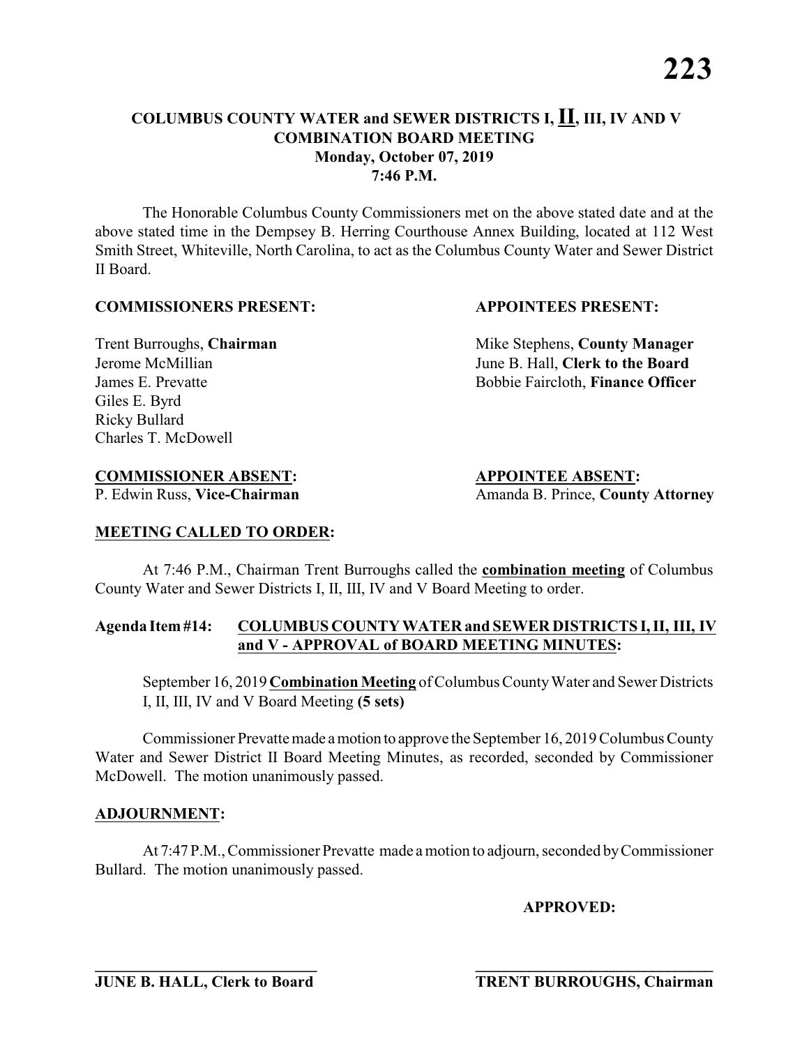# COLUMBUS COUNTY WATER and SEWER DISTRICTS I, II, III, IV AND V
## COMBINATION BOARD MEETING
### Monday, October 07, 2019
### 7:46 P.M.

The Honorable Columbus County Commissioners met on the above stated date and at the above stated time in the Dempsey B. Herring Courthouse Annex Building, located at 112 West Smith Street, Whiteville, North Carolina, to act as the Columbus County Water and Sewer District II Board.

**COMMISSIONERS PRESENT:**

Trent Burroughs, **Chairman**
Jerome McMillian
James E. Prevatte
Giles E. Byrd
Ricky Bullard
Charles T. McDowell

**APPOINTEES PRESENT:**

Mike Stephens, **County Manager**
June B. Hall, **Clerk to the Board**
Bobbie Faircloth, **Finance Officer**

**COMMISSIONER ABSENT:**
P. Edwin Russ, **Vice-Chairman**

**APPOINTEE ABSENT:**
Amanda B. Prince, **County Attorney**

**MEETING CALLED TO ORDER:**

At 7:46 P.M., Chairman Trent Burroughs called the **combination meeting** of Columbus County Water and Sewer Districts I, II, III, IV and V Board Meeting to order.

**Agenda Item #14: COLUMBUS COUNTY WATER and SEWER DISTRICTS I, II, III, IV and V - APPROVAL of BOARD MEETING MINUTES:**

September 16, 2019 **Combination Meeting** of Columbus County Water and Sewer Districts I, II, III, IV and V Board Meeting **(5 sets)**

Commissioner Prevatte made a motion to approve the September 16, 2019 Columbus County Water and Sewer District II Board Meeting Minutes, as recorded, seconded by Commissioner McDowell. The motion unanimously passed.

**ADJOURNMENT:**

At 7:47 P.M., Commissioner Prevatte made a motion to adjourn, seconded by Commissioner Bullard. The motion unanimously passed.

**APPROVED:**

\_\_\_\_\_\_\_\_\_\_\_\_\_\_\_\_\_\_\_\_\_\_\_\_\_\_\_\_\_\_
**JUNE B. HALL, Clerk to Board**

\_\_\_\_\_\_\_\_\_\_\_\_\_\_\_\_\_\_\_\_\_\_\_\_\_\_\_\_\_\_
**TRENT BURROUGHS, Chairman**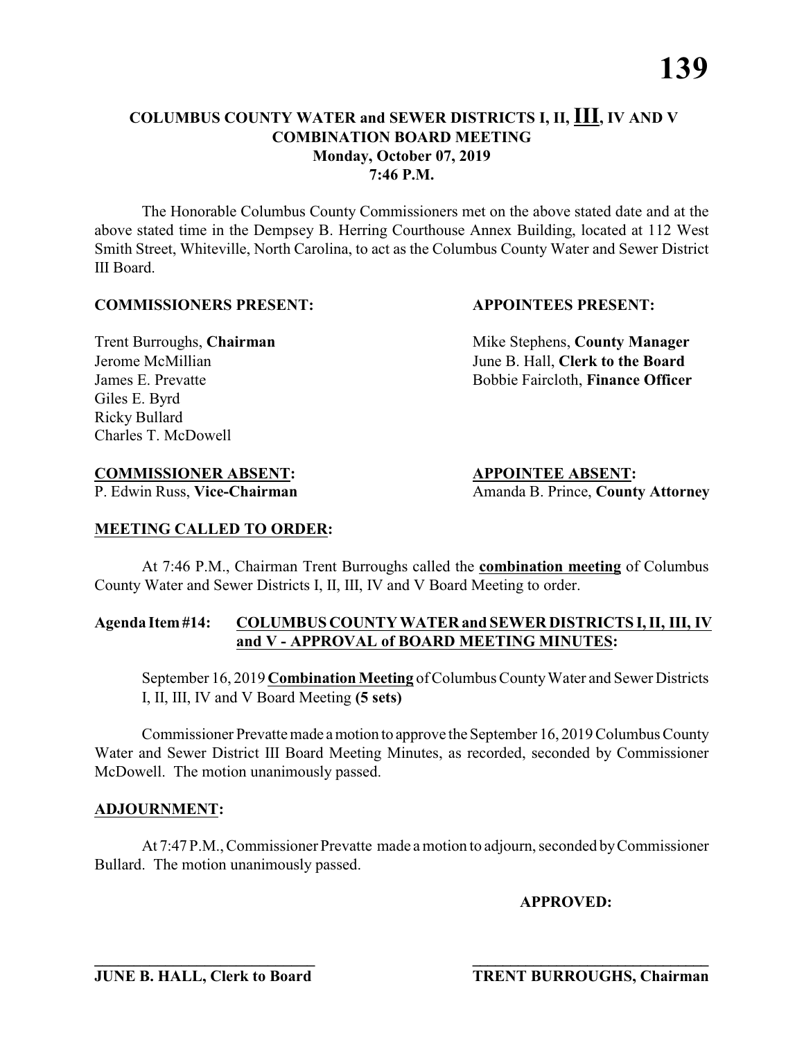# COLUMBUS COUNTY WATER and SEWER DISTRICTS I, II, III, IV AND V COMBINATION BOARD MEETING

**Monday, October 07, 2019**
**7:46 P.M.**

The Honorable Columbus County Commissioners met on the above stated date and at the above stated time in the Dempsey B. Herring Courthouse Annex Building, located at 112 West Smith Street, Whiteville, North Carolina, to act as the Columbus County Water and Sewer District III Board.

**COMMISSIONERS PRESENT:**

Trent Burroughs, **Chairman**
Jerome McMillian
James E. Prevatte
Giles E. Byrd
Ricky Bullard
Charles T. McDowell

**APPOINTEES PRESENT:**

Mike Stephens, **County Manager**
June B. Hall, **Clerk to the Board**
Bobbie Faircloth, **Finance Officer**

**COMMISSIONER ABSENT:**

P. Edwin Russ, **Vice-Chairman**

**APPOINTEE ABSENT:**

Amanda B. Prince, **County Attorney**

**MEETING CALLED TO ORDER:**

At 7:46 P.M., Chairman Trent Burroughs called the **combination meeting** of Columbus County Water and Sewer Districts I, II, III, IV and V Board Meeting to order.

**Agenda Item #14: COLUMBUS COUNTY WATER and SEWER DISTRICTS I, II, III, IV and V - APPROVAL of BOARD MEETING MINUTES:**

September 16, 2019 **Combination Meeting** of Columbus County Water and Sewer Districts I, II, III, IV and V Board Meeting **(5 sets)**

Commissioner Prevatte made a motion to approve the September 16, 2019 Columbus County Water and Sewer District III Board Meeting Minutes, as recorded, seconded by Commissioner McDowell. The motion unanimously passed.

**ADJOURNMENT:**

At 7:47 P.M., Commissioner Prevatte made a motion to adjourn, seconded by Commissioner Bullard. The motion unanimously passed.

**APPROVED:**

\_\_\_\_\_\_\_\_\_\_\_\_\_\_\_\_\_\_\_\_\_\_\_\_\_\_\_\_\_\_
**JUNE B. HALL, Clerk to Board**

\_\_\_\_\_\_\_\_\_\_\_\_\_\_\_\_\_\_\_\_\_\_\_\_\_\_\_\_\_\_
**TRENT BURROUGHS, Chairman**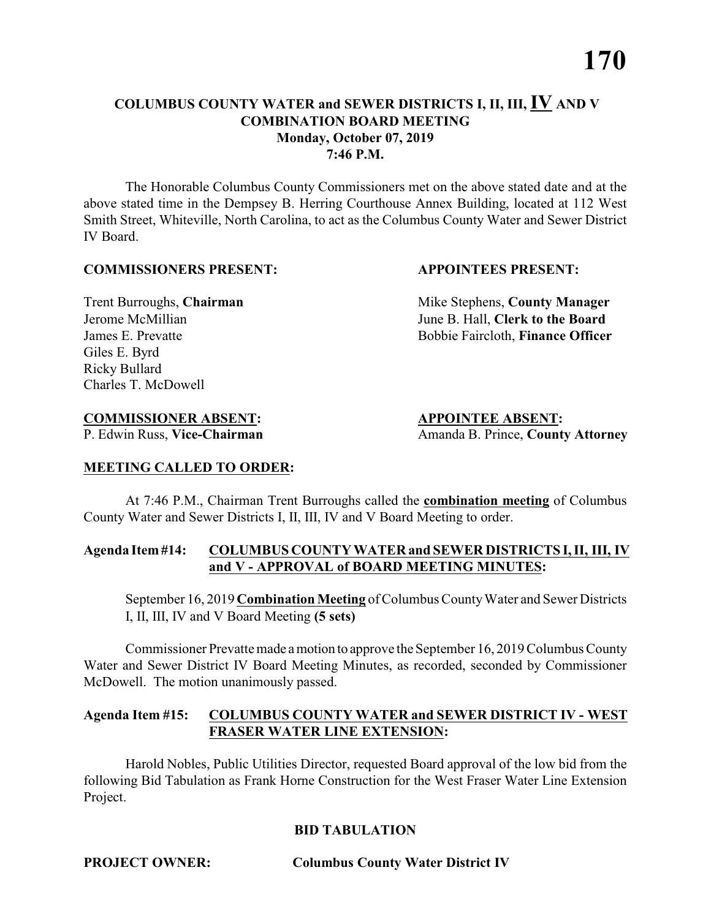# COLUMBUS COUNTY WATER and SEWER DISTRICTS I, II, III, IV AND V COMBINATION BOARD MEETING
## Monday, October 07, 2019
## 7:46 P.M.

The Honorable Columbus County Commissioners met on the above stated date and at the above stated time in the Dempsey B. Herring Courthouse Annex Building, located at 112 West Smith Street, Whiteville, North Carolina, to act as the Columbus County Water and Sewer District IV Board.

**COMMISSIONERS PRESENT:**

Trent Burroughs, **Chairman**
Jerome McMillian
James E. Prevatte
Giles E. Byrd
Ricky Bullard
Charles T. McDowell

**APPOINTEES PRESENT:**

Mike Stephens, **County Manager**
June B. Hall, **Clerk to the Board**
Bobbie Faircloth, **Finance Officer**

**COMMISSIONER ABSENT:**
P. Edwin Russ, **Vice-Chairman**

**APPOINTEE ABSENT:**
Amanda B. Prince, **County Attorney**

**MEETING CALLED TO ORDER:**

At 7:46 P.M., Chairman Trent Burroughs called the **combination meeting** of Columbus County Water and Sewer Districts I, II, III, IV and V Board Meeting to order.

**Agenda Item #14: COLUMBUS COUNTY WATER and SEWER DISTRICTS I, II, III, IV and V - APPROVAL of BOARD MEETING MINUTES:**

September 16, 2019 **Combination Meeting** of Columbus County Water and Sewer Districts I, II, III, IV and V Board Meeting **(5 sets)**

Commissioner Prevatte made a motion to approve the September 16, 2019 Columbus County Water and Sewer District IV Board Meeting Minutes, as recorded, seconded by Commissioner McDowell. The motion unanimously passed.

**Agenda Item #15: COLUMBUS COUNTY WATER and SEWER DISTRICT IV - WEST FRASER WATER LINE EXTENSION:**

Harold Nobles, Public Utilities Director, requested Board approval of the low bid from the following Bid Tabulation as Frank Horne Construction for the West Fraser Water Line Extension Project.

**BID TABULATION**

**PROJECT OWNER:** **Columbus County Water District IV**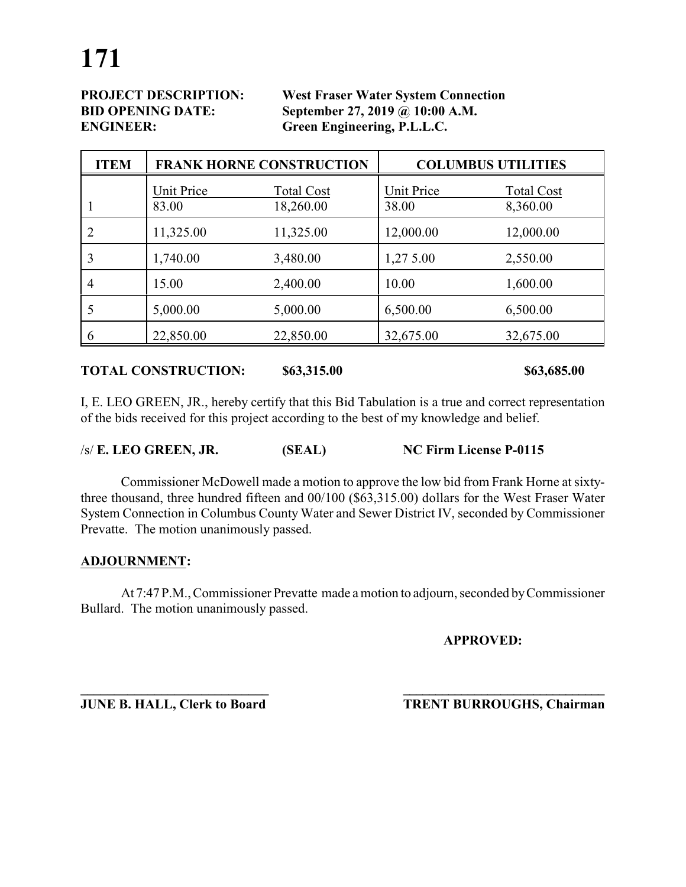**PROJECT DESCRIPTION:** **West Fraser Water System Connection**
**BID OPENING DATE:** **September 27, 2019 @ 10:00 A.M.**
**ENGINEER:** **Green Engineering, P.L.L.C.**

| ITEM | FRANK HORNE CONSTRUCTION | | COLUMBUS UTILITIES | |
|---|---|---|---|---|
| | Unit Price | Total Cost | Unit Price | Total Cost |
| 1 | 83.00 | 18,260.00 | 38.00 | 8,360.00 |
| 2 | 11,325.00 | 11,325.00 | 12,000.00 | 12,000.00 |
| 3 | 1,740.00 | 3,480.00 | 1,27 5.00 | 2,550.00 |
| 4 | 15.00 | 2,400.00 | 10.00 | 1,600.00 |
| 5 | 5,000.00 | 5,000.00 | 6,500.00 | 6,500.00 |
| 6 | 22,850.00 | 22,850.00 | 32,675.00 | 32,675.00 |

**TOTAL CONSTRUCTION:** **$63,315.00** **$63,685.00**

I, E. LEO GREEN, JR., hereby certify that this Bid Tabulation is a true and correct representation of the bids received for this project according to the best of my knowledge and belief.

/s/ **E. LEO GREEN, JR.** **(SEAL)** **NC Firm License P-0115**

Commissioner McDowell made a motion to approve the low bid from Frank Horne at sixty-three thousand, three hundred fifteen and 00/100 ($63,315.00) dollars for the West Fraser Water System Connection in Columbus County Water and Sewer District IV, seconded by Commissioner Prevatte. The motion unanimously passed.

**ADJOURNMENT:**

At 7:47 P.M., Commissioner Prevatte made a motion to adjourn, seconded by Commissioner Bullard. The motion unanimously passed.

**APPROVED:**

______________________________ ______________________________

**JUNE B. HALL, Clerk to Board** **TRENT BURROUGHS, Chairman**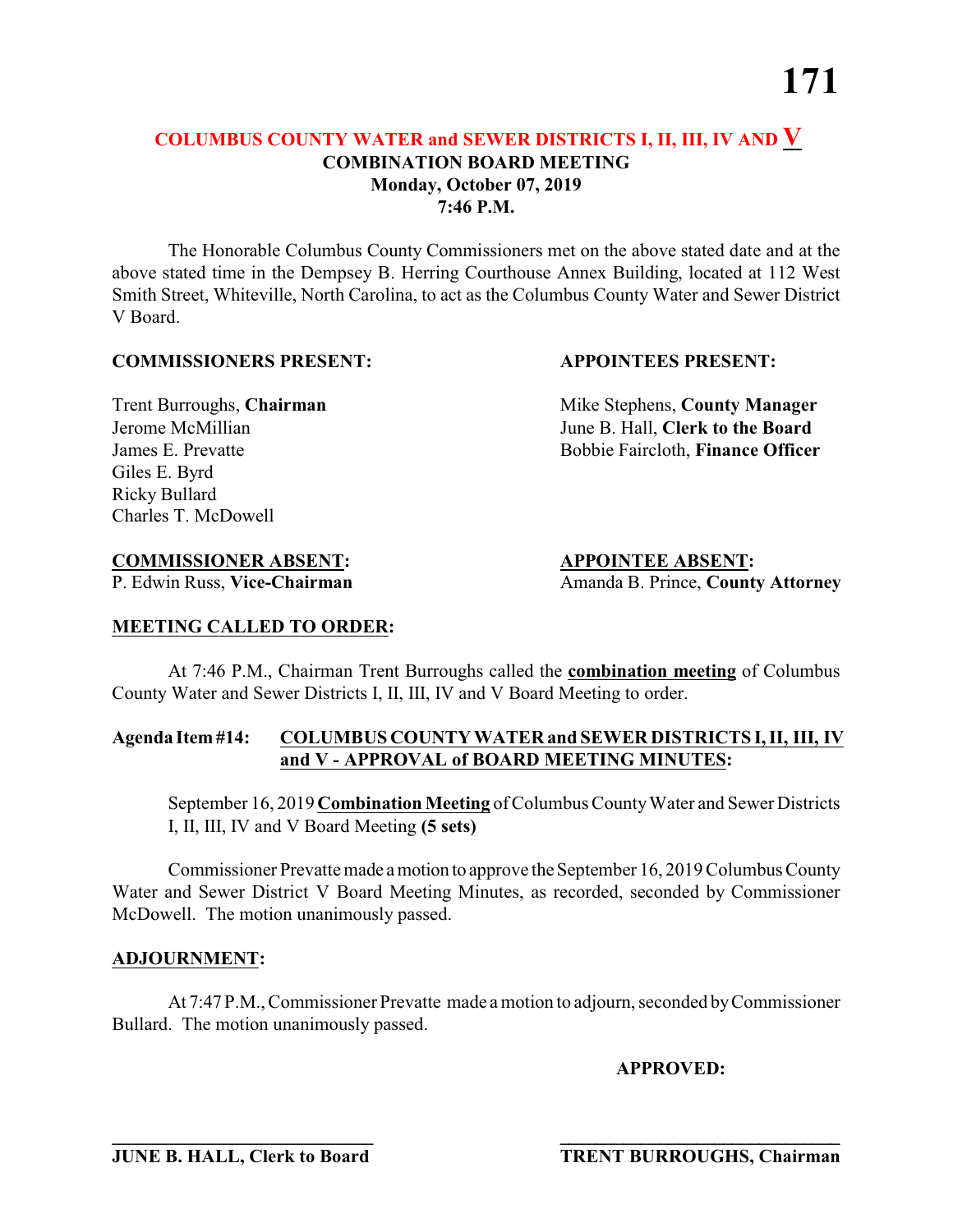## COLUMBUS COUNTY WATER and SEWER DISTRICTS I, II, III, IV AND V

**COMBINATION BOARD MEETING**
**Monday, October 07, 2019**
**7:46 P.M.**

The Honorable Columbus County Commissioners met on the above stated date and at the above stated time in the Dempsey B. Herring Courthouse Annex Building, located at 112 West Smith Street, Whiteville, North Carolina, to act as the Columbus County Water and Sewer District V Board.

**COMMISSIONERS PRESENT:**

Trent Burroughs, **Chairman**
Jerome McMillian
James E. Prevatte
Giles E. Byrd
Ricky Bullard
Charles T. McDowell

**APPOINTEES PRESENT:**

Mike Stephens, **County Manager**
June B. Hall, **Clerk to the Board**
Bobbie Faircloth, **Finance Officer**

**COMMISSIONER ABSENT:**
P. Edwin Russ, **Vice-Chairman**

**APPOINTEE ABSENT:**
Amanda B. Prince, **County Attorney**

**MEETING CALLED TO ORDER:**

At 7:46 P.M., Chairman Trent Burroughs called the **combination meeting** of Columbus County Water and Sewer Districts I, II, III, IV and V Board Meeting to order.

**Agenda Item #14: COLUMBUS COUNTY WATER and SEWER DISTRICTS I, II, III, IV and V - APPROVAL of BOARD MEETING MINUTES:**

September 16, 2019 **Combination Meeting** of Columbus County Water and Sewer Districts I, II, III, IV and V Board Meeting **(5 sets)**

Commissioner Prevatte made a motion to approve the September 16, 2019 Columbus County Water and Sewer District V Board Meeting Minutes, as recorded, seconded by Commissioner McDowell. The motion unanimously passed.

**ADJOURNMENT:**

At 7:47 P.M., Commissioner Prevatte made a motion to adjourn, seconded by Commissioner Bullard. The motion unanimously passed.

**APPROVED:**

______________________________
**JUNE B. HALL, Clerk to Board**

______________________________
**TRENT BURROUGHS, Chairman**